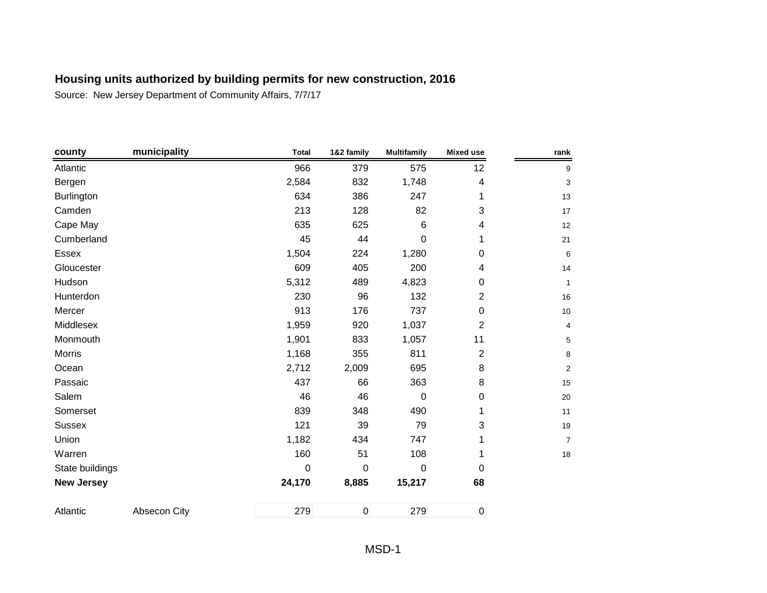# Housing units authorized by building permits for new construction, 2016

Source: New Jersey Department of Community Affairs, 7/7/17

| county | municipality | Total | 1&2 family | Multifamily | Mixed use | rank |
|---|---|---|---|---|---|---|
| Atlantic | | 966 | 379 | 575 | 12 | 9 |
| Bergen | | 2,584 | 832 | 1,748 | 4 | 3 |
| Burlington | | 634 | 386 | 247 | 1 | 13 |
| Camden | | 213 | 128 | 82 | 3 | 17 |
| Cape May | | 635 | 625 | 6 | 4 | 12 |
| Cumberland | | 45 | 44 | 0 | 1 | 21 |
| Essex | | 1,504 | 224 | 1,280 | 0 | 6 |
| Gloucester | | 609 | 405 | 200 | 4 | 14 |
| Hudson | | 5,312 | 489 | 4,823 | 0 | 1 |
| Hunterdon | | 230 | 96 | 132 | 2 | 16 |
| Mercer | | 913 | 176 | 737 | 0 | 10 |
| Middlesex | | 1,959 | 920 | 1,037 | 2 | 4 |
| Monmouth | | 1,901 | 833 | 1,057 | 11 | 5 |
| Morris | | 1,168 | 355 | 811 | 2 | 8 |
| Ocean | | 2,712 | 2,009 | 695 | 8 | 2 |
| Passaic | | 437 | 66 | 363 | 8 | 15 |
| Salem | | 46 | 46 | 0 | 0 | 20 |
| Somerset | | 839 | 348 | 490 | 1 | 11 |
| Sussex | | 121 | 39 | 79 | 3 | 19 |
| Union | | 1,182 | 434 | 747 | 1 | 7 |
| Warren | | 160 | 51 | 108 | 1 | 18 |
| State buildings | | 0 | 0 | 0 | 0 | |
| **New Jersey** | | **24,170** | **8,885** | **15,217** | **68** | |
| | | | | | | |
| Atlantic | Absecon City | 279 | 0 | 279 | 0 | |

MSD-1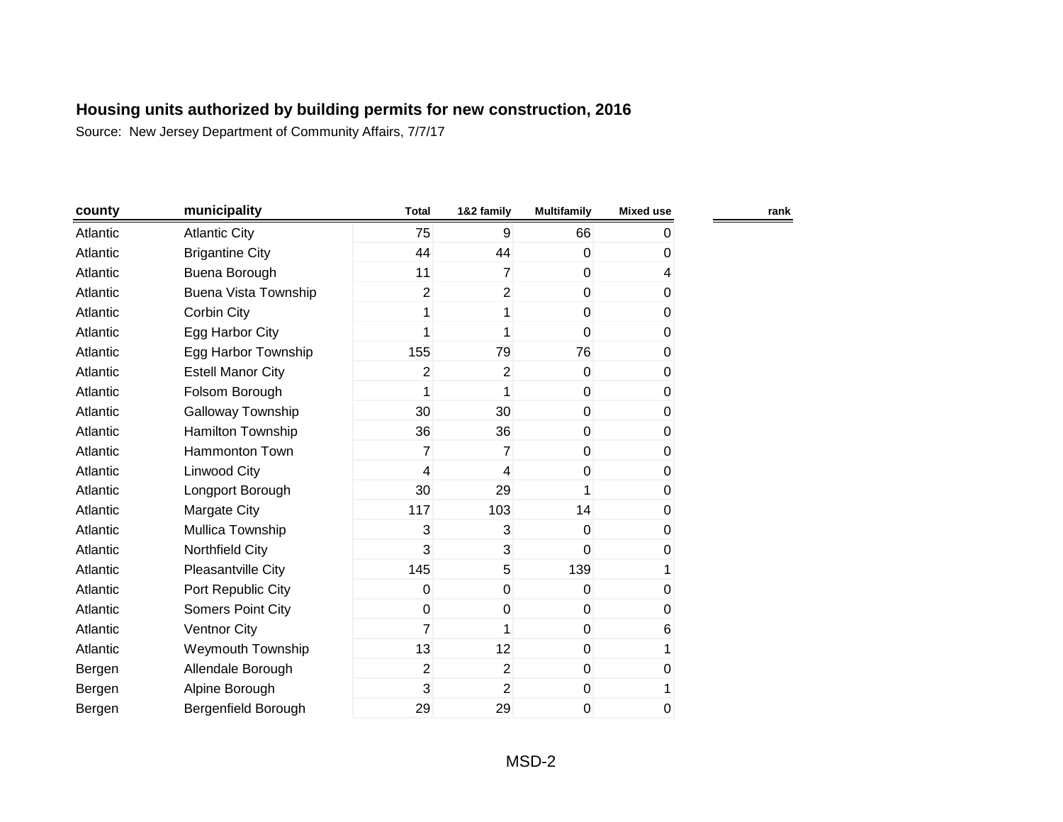## Housing units authorized by building permits for new construction, 2016

Source: New Jersey Department of Community Affairs, 7/7/17

| county | municipality | Total | 1&2 family | Multifamily | Mixed use | rank |
|---|---|---|---|---|---|---|
| Atlantic | Atlantic City | 75 | 9 | 66 | 0 | |
| Atlantic | Brigantine City | 44 | 44 | 0 | 0 | |
| Atlantic | Buena Borough | 11 | 7 | 0 | 4 | |
| Atlantic | Buena Vista Township | 2 | 2 | 0 | 0 | |
| Atlantic | Corbin City | 1 | 1 | 0 | 0 | |
| Atlantic | Egg Harbor City | 1 | 1 | 0 | 0 | |
| Atlantic | Egg Harbor Township | 155 | 79 | 76 | 0 | |
| Atlantic | Estell Manor City | 2 | 2 | 0 | 0 | |
| Atlantic | Folsom Borough | 1 | 1 | 0 | 0 | |
| Atlantic | Galloway Township | 30 | 30 | 0 | 0 | |
| Atlantic | Hamilton Township | 36 | 36 | 0 | 0 | |
| Atlantic | Hammonton Town | 7 | 7 | 0 | 0 | |
| Atlantic | Linwood City | 4 | 4 | 0 | 0 | |
| Atlantic | Longport Borough | 30 | 29 | 1 | 0 | |
| Atlantic | Margate City | 117 | 103 | 14 | 0 | |
| Atlantic | Mullica Township | 3 | 3 | 0 | 0 | |
| Atlantic | Northfield City | 3 | 3 | 0 | 0 | |
| Atlantic | Pleasantville City | 145 | 5 | 139 | 1 | |
| Atlantic | Port Republic City | 0 | 0 | 0 | 0 | |
| Atlantic | Somers Point City | 0 | 0 | 0 | 0 | |
| Atlantic | Ventnor City | 7 | 1 | 0 | 6 | |
| Atlantic | Weymouth Township | 13 | 12 | 0 | 1 | |
| Bergen | Allendale Borough | 2 | 2 | 0 | 0 | |
| Bergen | Alpine Borough | 3 | 2 | 0 | 1 | |
| Bergen | Bergenfield Borough | 29 | 29 | 0 | 0 | |

MSD-2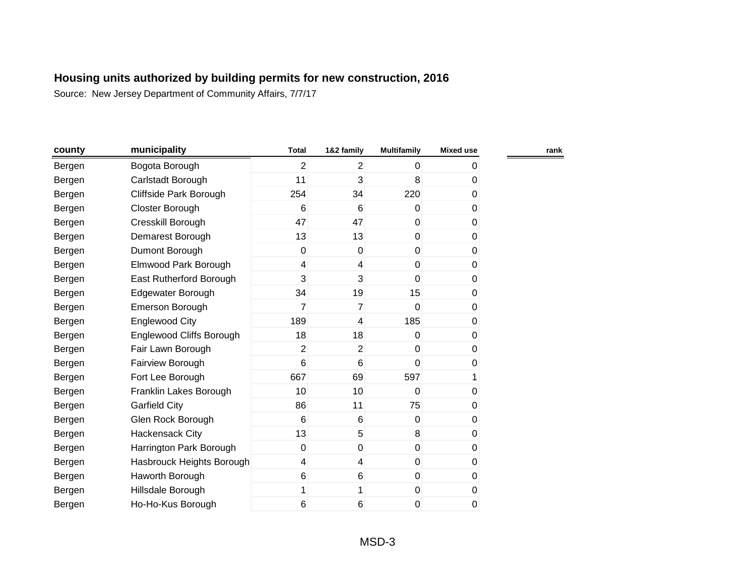**Housing units authorized by building permits for new construction, 2016**

Source: New Jersey Department of Community Affairs, 7/7/17

| county | municipality | Total | 1&2 family | Multifamily | Mixed use | rank |
|---|---|---|---|---|---|---|
| Bergen | Bogota Borough | 2 | 2 | 0 | 0 | |
| Bergen | Carlstadt Borough | 11 | 3 | 8 | 0 | |
| Bergen | Cliffside Park Borough | 254 | 34 | 220 | 0 | |
| Bergen | Closter Borough | 6 | 6 | 0 | 0 | |
| Bergen | Cresskill Borough | 47 | 47 | 0 | 0 | |
| Bergen | Demarest Borough | 13 | 13 | 0 | 0 | |
| Bergen | Dumont Borough | 0 | 0 | 0 | 0 | |
| Bergen | Elmwood Park Borough | 4 | 4 | 0 | 0 | |
| Bergen | East Rutherford Borough | 3 | 3 | 0 | 0 | |
| Bergen | Edgewater Borough | 34 | 19 | 15 | 0 | |
| Bergen | Emerson Borough | 7 | 7 | 0 | 0 | |
| Bergen | Englewood City | 189 | 4 | 185 | 0 | |
| Bergen | Englewood Cliffs Borough | 18 | 18 | 0 | 0 | |
| Bergen | Fair Lawn Borough | 2 | 2 | 0 | 0 | |
| Bergen | Fairview Borough | 6 | 6 | 0 | 0 | |
| Bergen | Fort Lee Borough | 667 | 69 | 597 | 1 | |
| Bergen | Franklin Lakes Borough | 10 | 10 | 0 | 0 | |
| Bergen | Garfield City | 86 | 11 | 75 | 0 | |
| Bergen | Glen Rock Borough | 6 | 6 | 0 | 0 | |
| Bergen | Hackensack City | 13 | 5 | 8 | 0 | |
| Bergen | Harrington Park Borough | 0 | 0 | 0 | 0 | |
| Bergen | Hasbrouck Heights Borough | 4 | 4 | 0 | 0 | |
| Bergen | Haworth Borough | 6 | 6 | 0 | 0 | |
| Bergen | Hillsdale Borough | 1 | 1 | 0 | 0 | |
| Bergen | Ho-Ho-Kus Borough | 6 | 6 | 0 | 0 | |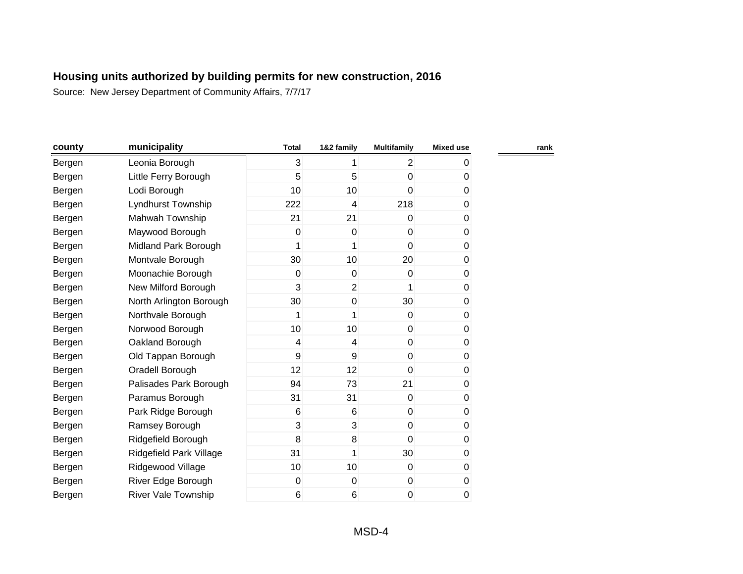## Housing units authorized by building permits for new construction, 2016

Source: New Jersey Department of Community Affairs, 7/7/17

| county | municipality | Total | 1&2 family | Multifamily | Mixed use | rank |
|---|---|---|---|---|---|---|
| Bergen | Leonia Borough | 3 | 1 | 2 | 0 | |
| Bergen | Little Ferry Borough | 5 | 5 | 0 | 0 | |
| Bergen | Lodi Borough | 10 | 10 | 0 | 0 | |
| Bergen | Lyndhurst Township | 222 | 4 | 218 | 0 | |
| Bergen | Mahwah Township | 21 | 21 | 0 | 0 | |
| Bergen | Maywood Borough | 0 | 0 | 0 | 0 | |
| Bergen | Midland Park Borough | 1 | 1 | 0 | 0 | |
| Bergen | Montvale Borough | 30 | 10 | 20 | 0 | |
| Bergen | Moonachie Borough | 0 | 0 | 0 | 0 | |
| Bergen | New Milford Borough | 3 | 2 | 1 | 0 | |
| Bergen | North Arlington Borough | 30 | 0 | 30 | 0 | |
| Bergen | Northvale Borough | 1 | 1 | 0 | 0 | |
| Bergen | Norwood Borough | 10 | 10 | 0 | 0 | |
| Bergen | Oakland Borough | 4 | 4 | 0 | 0 | |
| Bergen | Old Tappan Borough | 9 | 9 | 0 | 0 | |
| Bergen | Oradell Borough | 12 | 12 | 0 | 0 | |
| Bergen | Palisades Park Borough | 94 | 73 | 21 | 0 | |
| Bergen | Paramus Borough | 31 | 31 | 0 | 0 | |
| Bergen | Park Ridge Borough | 6 | 6 | 0 | 0 | |
| Bergen | Ramsey Borough | 3 | 3 | 0 | 0 | |
| Bergen | Ridgefield Borough | 8 | 8 | 0 | 0 | |
| Bergen | Ridgefield Park Village | 31 | 1 | 30 | 0 | |
| Bergen | Ridgewood Village | 10 | 10 | 0 | 0 | |
| Bergen | River Edge Borough | 0 | 0 | 0 | 0 | |
| Bergen | River Vale Township | 6 | 6 | 0 | 0 | |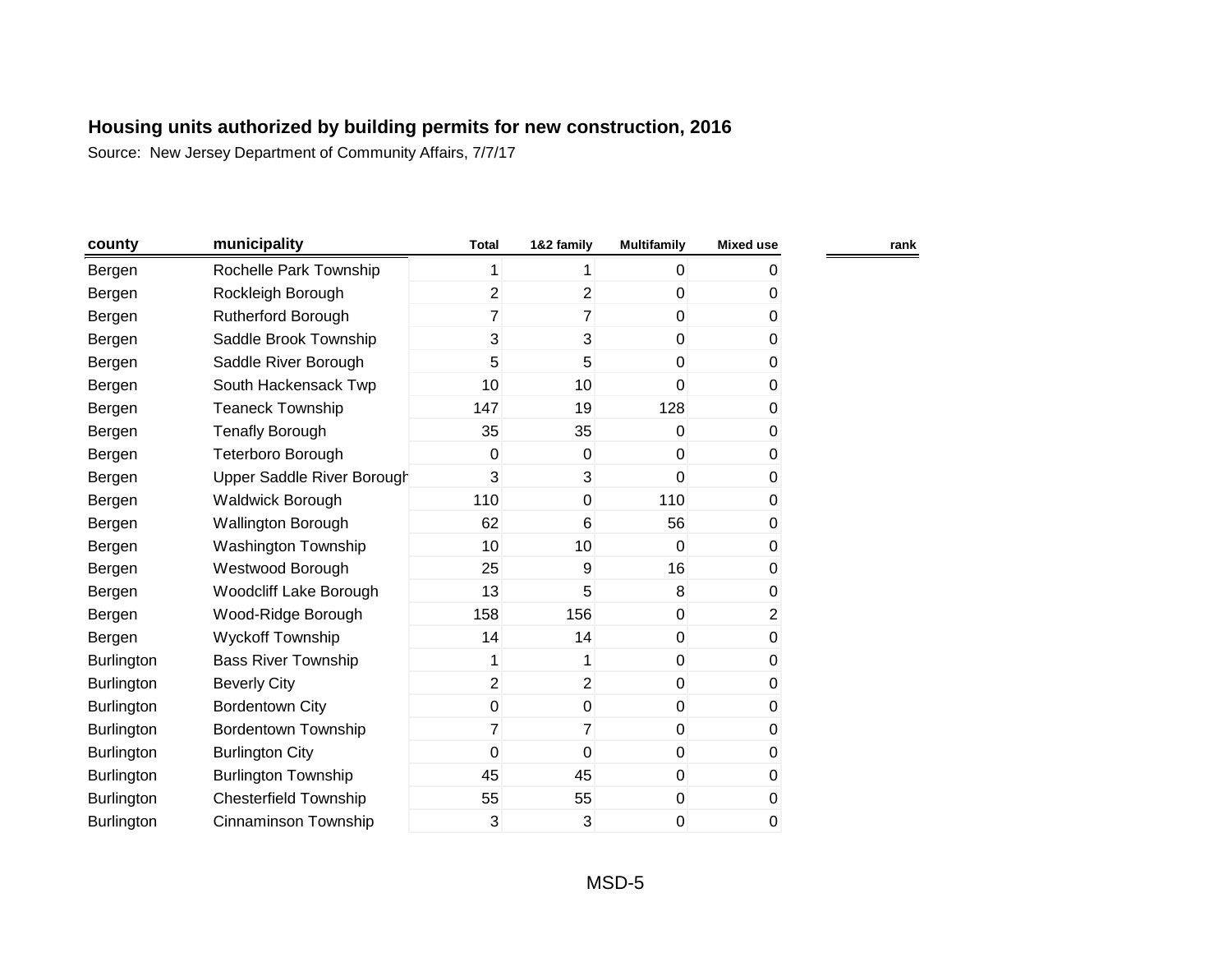**Housing units authorized by building permits for new construction, 2016**

Source: New Jersey Department of Community Affairs, 7/7/17

| county | municipality | Total | 1&2 family | Multifamily | Mixed use | rank |
|---|---|---|---|---|---|---|
| Bergen | Rochelle Park Township | 1 | 1 | 0 | 0 | |
| Bergen | Rockleigh Borough | 2 | 2 | 0 | 0 | |
| Bergen | Rutherford Borough | 7 | 7 | 0 | 0 | |
| Bergen | Saddle Brook Township | 3 | 3 | 0 | 0 | |
| Bergen | Saddle River Borough | 5 | 5 | 0 | 0 | |
| Bergen | South Hackensack Twp | 10 | 10 | 0 | 0 | |
| Bergen | Teaneck Township | 147 | 19 | 128 | 0 | |
| Bergen | Tenafly Borough | 35 | 35 | 0 | 0 | |
| Bergen | Teterboro Borough | 0 | 0 | 0 | 0 | |
| Bergen | Upper Saddle River Borough | 3 | 3 | 0 | 0 | |
| Bergen | Waldwick Borough | 110 | 0 | 110 | 0 | |
| Bergen | Wallington Borough | 62 | 6 | 56 | 0 | |
| Bergen | Washington Township | 10 | 10 | 0 | 0 | |
| Bergen | Westwood Borough | 25 | 9 | 16 | 0 | |
| Bergen | Woodcliff Lake Borough | 13 | 5 | 8 | 0 | |
| Bergen | Wood-Ridge Borough | 158 | 156 | 0 | 2 | |
| Bergen | Wyckoff Township | 14 | 14 | 0 | 0 | |
| Burlington | Bass River Township | 1 | 1 | 0 | 0 | |
| Burlington | Beverly City | 2 | 2 | 0 | 0 | |
| Burlington | Bordentown City | 0 | 0 | 0 | 0 | |
| Burlington | Bordentown Township | 7 | 7 | 0 | 0 | |
| Burlington | Burlington City | 0 | 0 | 0 | 0 | |
| Burlington | Burlington Township | 45 | 45 | 0 | 0 | |
| Burlington | Chesterfield Township | 55 | 55 | 0 | 0 | |
| Burlington | Cinnaminson Township | 3 | 3 | 0 | 0 | |

MSD-5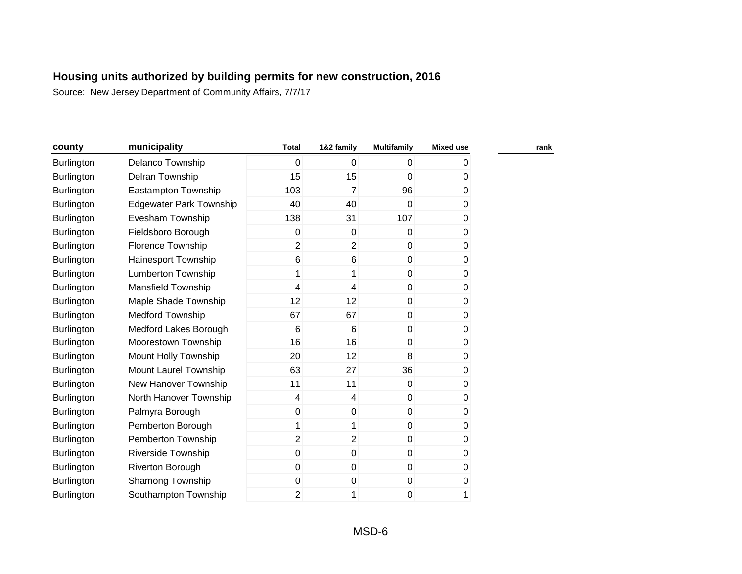# Housing units authorized by building permits for new construction, 2016

Source: New Jersey Department of Community Affairs, 7/7/17

| county | municipality | Total | 1&2 family | Multifamily | Mixed use | rank |
|---|---|---|---|---|---|---|
| Burlington | Delanco Township | 0 | 0 | 0 | 0 | |
| Burlington | Delran Township | 15 | 15 | 0 | 0 | |
| Burlington | Eastampton Township | 103 | 7 | 96 | 0 | |
| Burlington | Edgewater Park Township | 40 | 40 | 0 | 0 | |
| Burlington | Evesham Township | 138 | 31 | 107 | 0 | |
| Burlington | Fieldsboro Borough | 0 | 0 | 0 | 0 | |
| Burlington | Florence Township | 2 | 2 | 0 | 0 | |
| Burlington | Hainesport Township | 6 | 6 | 0 | 0 | |
| Burlington | Lumberton Township | 1 | 1 | 0 | 0 | |
| Burlington | Mansfield Township | 4 | 4 | 0 | 0 | |
| Burlington | Maple Shade Township | 12 | 12 | 0 | 0 | |
| Burlington | Medford Township | 67 | 67 | 0 | 0 | |
| Burlington | Medford Lakes Borough | 6 | 6 | 0 | 0 | |
| Burlington | Moorestown Township | 16 | 16 | 0 | 0 | |
| Burlington | Mount Holly Township | 20 | 12 | 8 | 0 | |
| Burlington | Mount Laurel Township | 63 | 27 | 36 | 0 | |
| Burlington | New Hanover Township | 11 | 11 | 0 | 0 | |
| Burlington | North Hanover Township | 4 | 4 | 0 | 0 | |
| Burlington | Palmyra Borough | 0 | 0 | 0 | 0 | |
| Burlington | Pemberton Borough | 1 | 1 | 0 | 0 | |
| Burlington | Pemberton Township | 2 | 2 | 0 | 0 | |
| Burlington | Riverside Township | 0 | 0 | 0 | 0 | |
| Burlington | Riverton Borough | 0 | 0 | 0 | 0 | |
| Burlington | Shamong Township | 0 | 0 | 0 | 0 | |
| Burlington | Southampton Township | 2 | 1 | 0 | 1 | |

MSD-6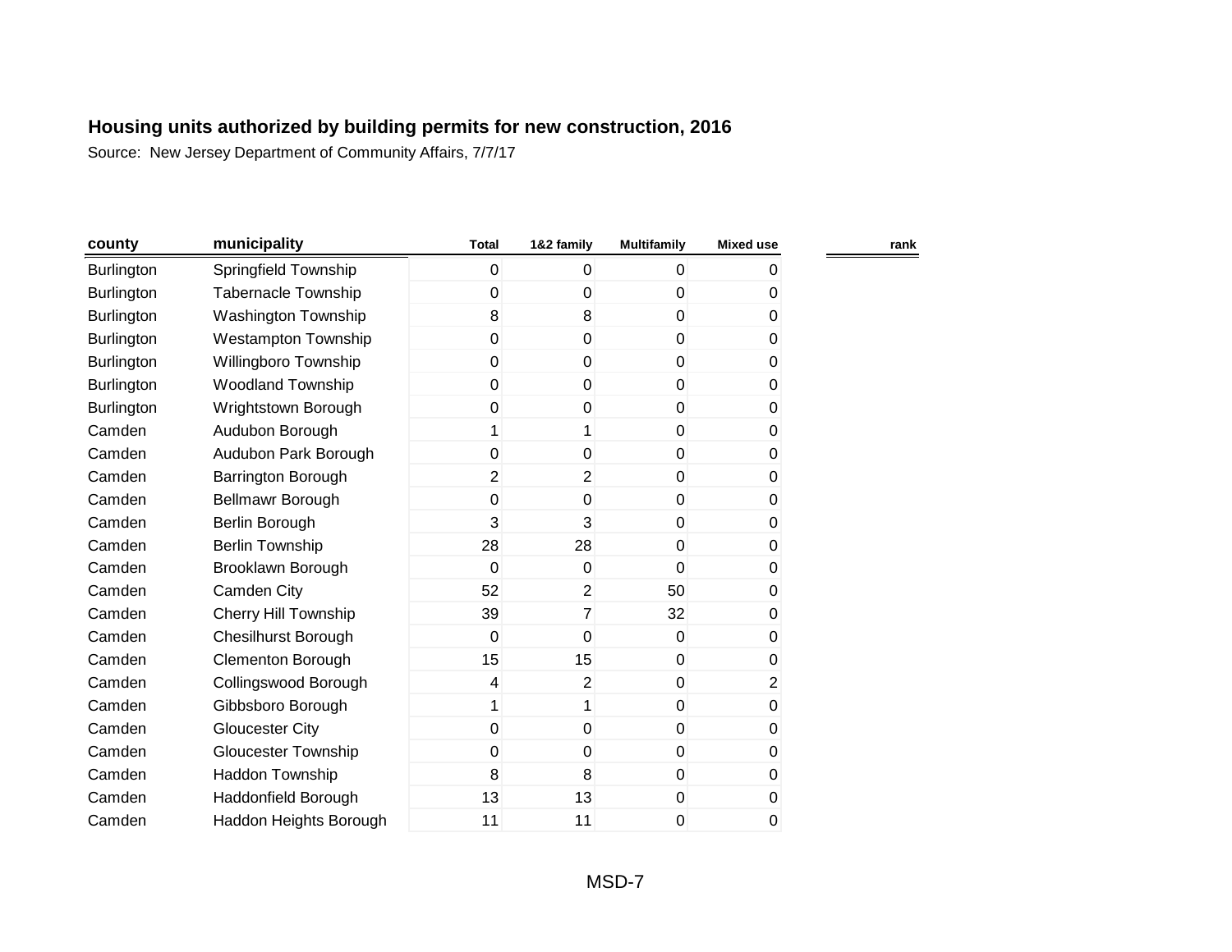# Housing units authorized by building permits for new construction, 2016

Source: New Jersey Department of Community Affairs, 7/7/17

| county | municipality | Total | 1&2 family | Multifamily | Mixed use | rank |
|---|---|---|---|---|---|---|
| Burlington | Springfield Township | 0 | 0 | 0 | 0 | |
| Burlington | Tabernacle Township | 0 | 0 | 0 | 0 | |
| Burlington | Washington Township | 8 | 8 | 0 | 0 | |
| Burlington | Westampton Township | 0 | 0 | 0 | 0 | |
| Burlington | Willingboro Township | 0 | 0 | 0 | 0 | |
| Burlington | Woodland Township | 0 | 0 | 0 | 0 | |
| Burlington | Wrightstown Borough | 0 | 0 | 0 | 0 | |
| Camden | Audubon Borough | 1 | 1 | 0 | 0 | |
| Camden | Audubon Park Borough | 0 | 0 | 0 | 0 | |
| Camden | Barrington Borough | 2 | 2 | 0 | 0 | |
| Camden | Bellmawr Borough | 0 | 0 | 0 | 0 | |
| Camden | Berlin Borough | 3 | 3 | 0 | 0 | |
| Camden | Berlin Township | 28 | 28 | 0 | 0 | |
| Camden | Brooklawn Borough | 0 | 0 | 0 | 0 | |
| Camden | Camden City | 52 | 2 | 50 | 0 | |
| Camden | Cherry Hill Township | 39 | 7 | 32 | 0 | |
| Camden | Chesilhurst Borough | 0 | 0 | 0 | 0 | |
| Camden | Clementon Borough | 15 | 15 | 0 | 0 | |
| Camden | Collingswood Borough | 4 | 2 | 0 | 2 | |
| Camden | Gibbsboro Borough | 1 | 1 | 0 | 0 | |
| Camden | Gloucester City | 0 | 0 | 0 | 0 | |
| Camden | Gloucester Township | 0 | 0 | 0 | 0 | |
| Camden | Haddon Township | 8 | 8 | 0 | 0 | |
| Camden | Haddonfield Borough | 13 | 13 | 0 | 0 | |
| Camden | Haddon Heights Borough | 11 | 11 | 0 | 0 | |

MSD-7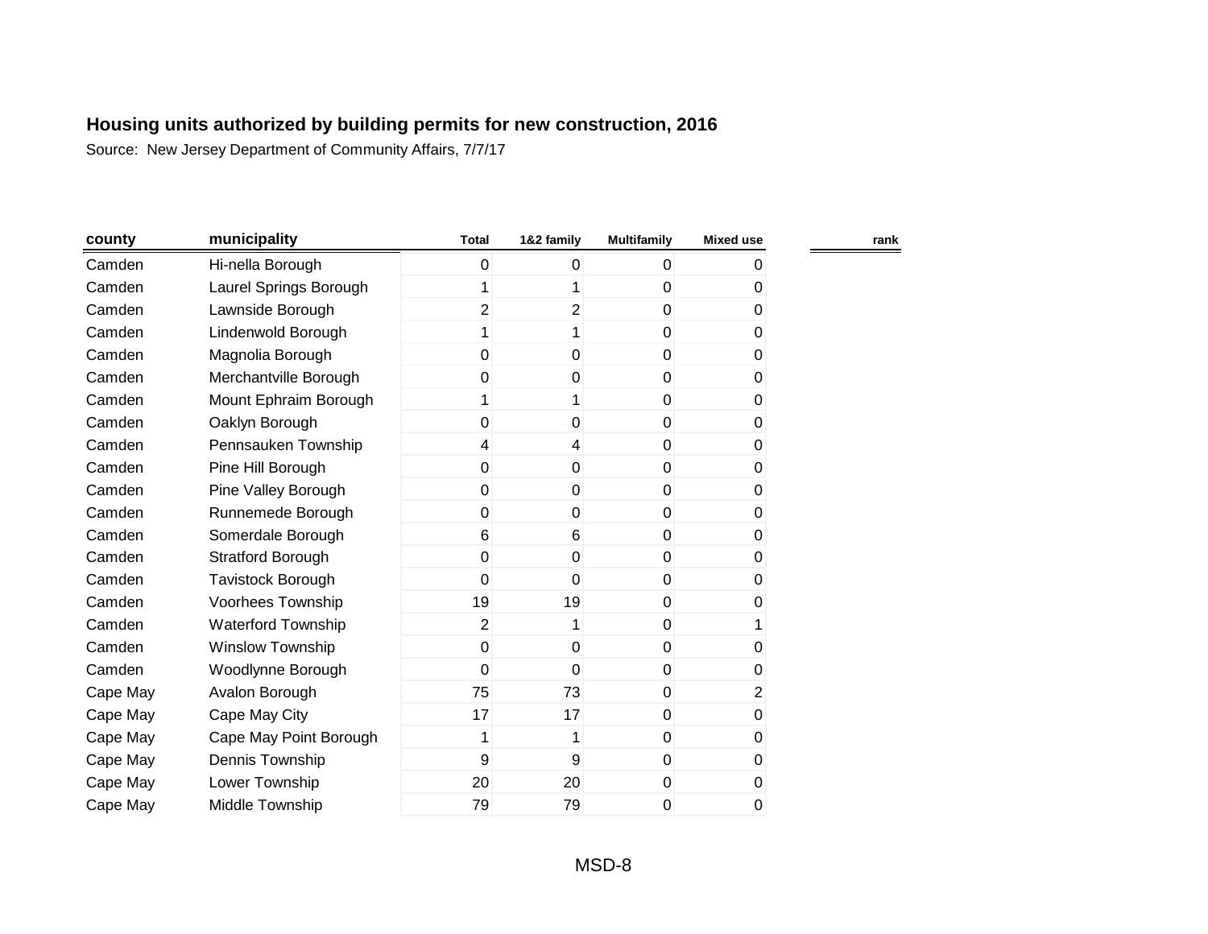## Housing units authorized by building permits for new construction, 2016

Source: New Jersey Department of Community Affairs, 7/7/17

| county | municipality | Total | 1&2 family | Multifamily | Mixed use | rank |
|---|---|---|---|---|---|---|
| Camden | Hi-nella Borough | 0 | 0 | 0 | 0 | |
| Camden | Laurel Springs Borough | 1 | 1 | 0 | 0 | |
| Camden | Lawnside Borough | 2 | 2 | 0 | 0 | |
| Camden | Lindenwold Borough | 1 | 1 | 0 | 0 | |
| Camden | Magnolia Borough | 0 | 0 | 0 | 0 | |
| Camden | Merchantville Borough | 0 | 0 | 0 | 0 | |
| Camden | Mount Ephraim Borough | 1 | 1 | 0 | 0 | |
| Camden | Oaklyn Borough | 0 | 0 | 0 | 0 | |
| Camden | Pennsauken Township | 4 | 4 | 0 | 0 | |
| Camden | Pine Hill Borough | 0 | 0 | 0 | 0 | |
| Camden | Pine Valley Borough | 0 | 0 | 0 | 0 | |
| Camden | Runnemede Borough | 0 | 0 | 0 | 0 | |
| Camden | Somerdale Borough | 6 | 6 | 0 | 0 | |
| Camden | Stratford Borough | 0 | 0 | 0 | 0 | |
| Camden | Tavistock Borough | 0 | 0 | 0 | 0 | |
| Camden | Voorhees Township | 19 | 19 | 0 | 0 | |
| Camden | Waterford Township | 2 | 1 | 0 | 1 | |
| Camden | Winslow Township | 0 | 0 | 0 | 0 | |
| Camden | Woodlynne Borough | 0 | 0 | 0 | 0 | |
| Cape May | Avalon Borough | 75 | 73 | 0 | 2 | |
| Cape May | Cape May City | 17 | 17 | 0 | 0 | |
| Cape May | Cape May Point Borough | 1 | 1 | 0 | 0 | |
| Cape May | Dennis Township | 9 | 9 | 0 | 0 | |
| Cape May | Lower Township | 20 | 20 | 0 | 0 | |
| Cape May | Middle Township | 79 | 79 | 0 | 0 | |

MSD-8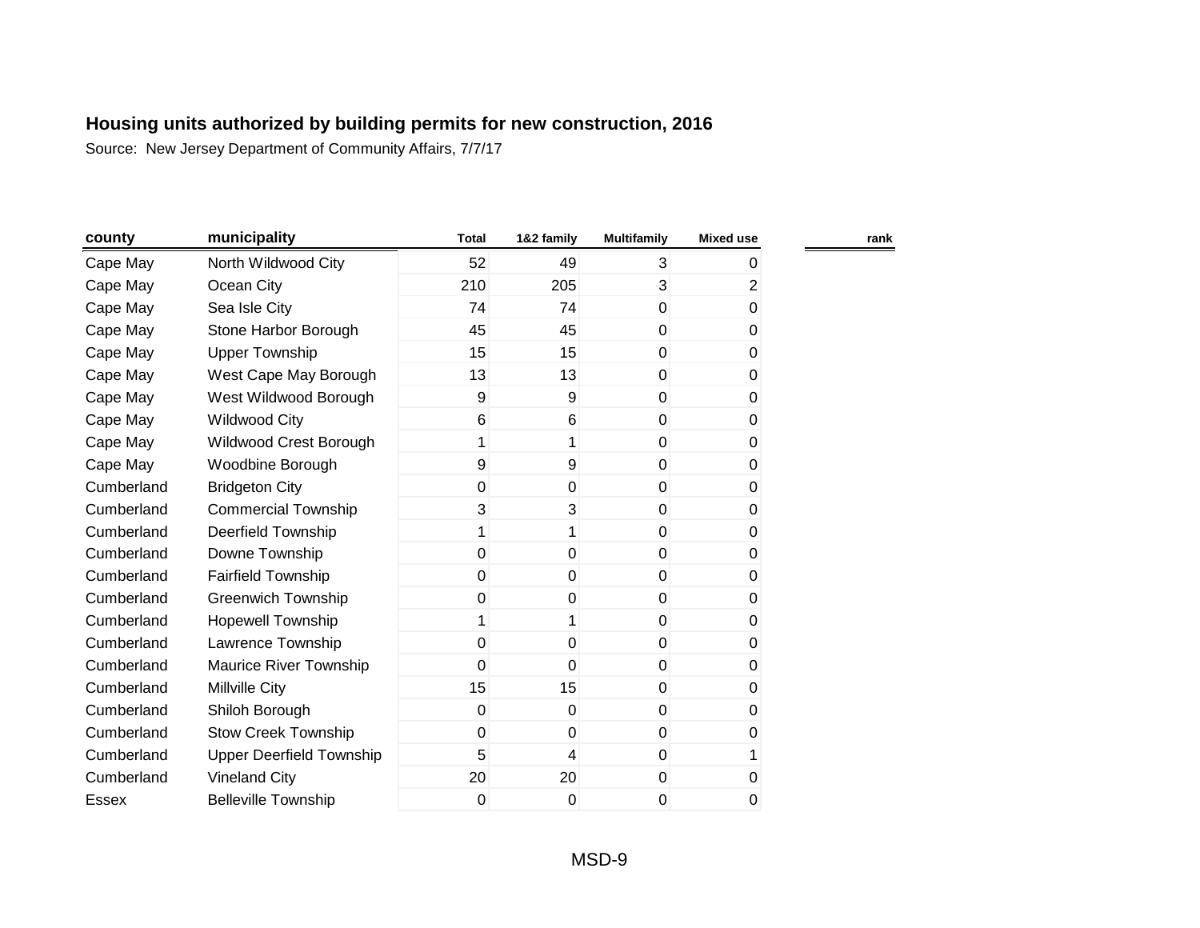## Housing units authorized by building permits for new construction, 2016

Source: New Jersey Department of Community Affairs, 7/7/17

| county | municipality | Total | 1&2 family | Multifamily | Mixed use | rank |
|---|---|---|---|---|---|---|
| Cape May | North Wildwood City | 52 | 49 | 3 | 0 | |
| Cape May | Ocean City | 210 | 205 | 3 | 2 | |
| Cape May | Sea Isle City | 74 | 74 | 0 | 0 | |
| Cape May | Stone Harbor Borough | 45 | 45 | 0 | 0 | |
| Cape May | Upper Township | 15 | 15 | 0 | 0 | |
| Cape May | West Cape May Borough | 13 | 13 | 0 | 0 | |
| Cape May | West Wildwood Borough | 9 | 9 | 0 | 0 | |
| Cape May | Wildwood City | 6 | 6 | 0 | 0 | |
| Cape May | Wildwood Crest Borough | 1 | 1 | 0 | 0 | |
| Cape May | Woodbine Borough | 9 | 9 | 0 | 0 | |
| Cumberland | Bridgeton City | 0 | 0 | 0 | 0 | |
| Cumberland | Commercial Township | 3 | 3 | 0 | 0 | |
| Cumberland | Deerfield Township | 1 | 1 | 0 | 0 | |
| Cumberland | Downe Township | 0 | 0 | 0 | 0 | |
| Cumberland | Fairfield Township | 0 | 0 | 0 | 0 | |
| Cumberland | Greenwich Township | 0 | 0 | 0 | 0 | |
| Cumberland | Hopewell Township | 1 | 1 | 0 | 0 | |
| Cumberland | Lawrence Township | 0 | 0 | 0 | 0 | |
| Cumberland | Maurice River Township | 0 | 0 | 0 | 0 | |
| Cumberland | Millville City | 15 | 15 | 0 | 0 | |
| Cumberland | Shiloh Borough | 0 | 0 | 0 | 0 | |
| Cumberland | Stow Creek Township | 0 | 0 | 0 | 0 | |
| Cumberland | Upper Deerfield Township | 5 | 4 | 0 | 1 | |
| Cumberland | Vineland City | 20 | 20 | 0 | 0 | |
| Essex | Belleville Township | 0 | 0 | 0 | 0 | |

MSD-9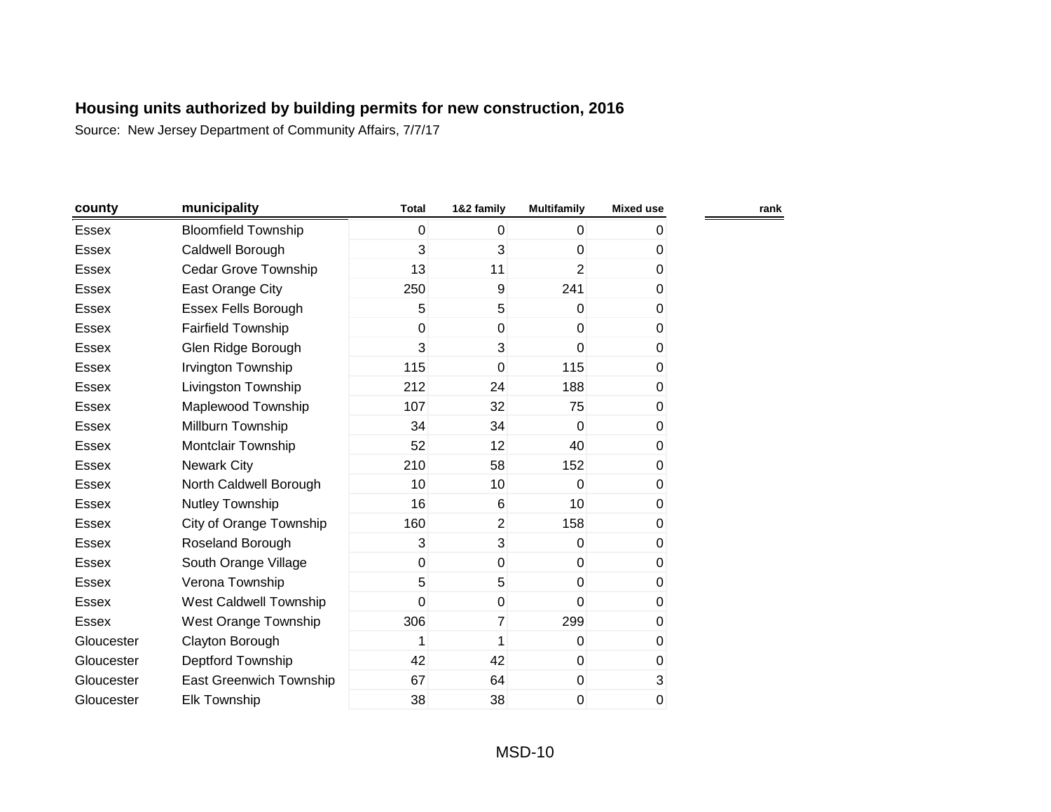# Housing units authorized by building permits for new construction, 2016

Source: New Jersey Department of Community Affairs, 7/7/17

| county | municipality | Total | 1&2 family | Multifamily | Mixed use | rank |
|---|---|---|---|---|---|---|
| Essex | Bloomfield Township | 0 | 0 | 0 | 0 | |
| Essex | Caldwell Borough | 3 | 3 | 0 | 0 | |
| Essex | Cedar Grove Township | 13 | 11 | 2 | 0 | |
| Essex | East Orange City | 250 | 9 | 241 | 0 | |
| Essex | Essex Fells Borough | 5 | 5 | 0 | 0 | |
| Essex | Fairfield Township | 0 | 0 | 0 | 0 | |
| Essex | Glen Ridge Borough | 3 | 3 | 0 | 0 | |
| Essex | Irvington Township | 115 | 0 | 115 | 0 | |
| Essex | Livingston Township | 212 | 24 | 188 | 0 | |
| Essex | Maplewood Township | 107 | 32 | 75 | 0 | |
| Essex | Millburn Township | 34 | 34 | 0 | 0 | |
| Essex | Montclair Township | 52 | 12 | 40 | 0 | |
| Essex | Newark City | 210 | 58 | 152 | 0 | |
| Essex | North Caldwell Borough | 10 | 10 | 0 | 0 | |
| Essex | Nutley Township | 16 | 6 | 10 | 0 | |
| Essex | City of Orange Township | 160 | 2 | 158 | 0 | |
| Essex | Roseland Borough | 3 | 3 | 0 | 0 | |
| Essex | South Orange Village | 0 | 0 | 0 | 0 | |
| Essex | Verona Township | 5 | 5 | 0 | 0 | |
| Essex | West Caldwell Township | 0 | 0 | 0 | 0 | |
| Essex | West Orange Township | 306 | 7 | 299 | 0 | |
| Gloucester | Clayton Borough | 1 | 1 | 0 | 0 | |
| Gloucester | Deptford Township | 42 | 42 | 0 | 0 | |
| Gloucester | East Greenwich Township | 67 | 64 | 0 | 3 | |
| Gloucester | Elk Township | 38 | 38 | 0 | 0 | |

MSD-10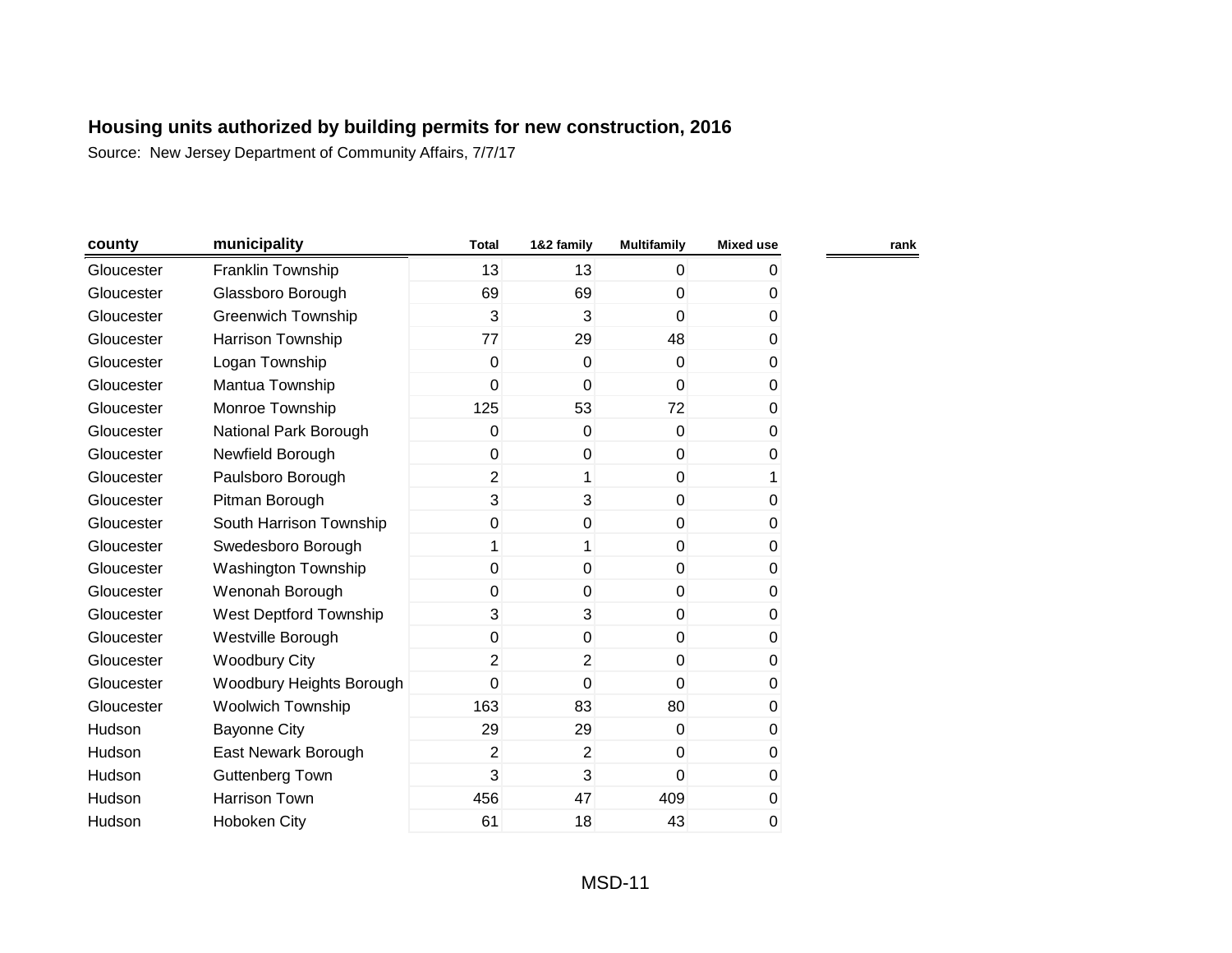**Housing units authorized by building permits for new construction, 2016**

Source: New Jersey Department of Community Affairs, 7/7/17

| county | municipality | Total | 1&2 family | Multifamily | Mixed use | rank |
|---|---|---|---|---|---|---|
| Gloucester | Franklin Township | 13 | 13 | 0 | 0 | |
| Gloucester | Glassboro Borough | 69 | 69 | 0 | 0 | |
| Gloucester | Greenwich Township | 3 | 3 | 0 | 0 | |
| Gloucester | Harrison Township | 77 | 29 | 48 | 0 | |
| Gloucester | Logan Township | 0 | 0 | 0 | 0 | |
| Gloucester | Mantua Township | 0 | 0 | 0 | 0 | |
| Gloucester | Monroe Township | 125 | 53 | 72 | 0 | |
| Gloucester | National Park Borough | 0 | 0 | 0 | 0 | |
| Gloucester | Newfield Borough | 0 | 0 | 0 | 0 | |
| Gloucester | Paulsboro Borough | 2 | 1 | 0 | 1 | |
| Gloucester | Pitman Borough | 3 | 3 | 0 | 0 | |
| Gloucester | South Harrison Township | 0 | 0 | 0 | 0 | |
| Gloucester | Swedesboro Borough | 1 | 1 | 0 | 0 | |
| Gloucester | Washington Township | 0 | 0 | 0 | 0 | |
| Gloucester | Wenonah Borough | 0 | 0 | 0 | 0 | |
| Gloucester | West Deptford Township | 3 | 3 | 0 | 0 | |
| Gloucester | Westville Borough | 0 | 0 | 0 | 0 | |
| Gloucester | Woodbury City | 2 | 2 | 0 | 0 | |
| Gloucester | Woodbury Heights Borough | 0 | 0 | 0 | 0 | |
| Gloucester | Woolwich Township | 163 | 83 | 80 | 0 | |
| Hudson | Bayonne City | 29 | 29 | 0 | 0 | |
| Hudson | East Newark Borough | 2 | 2 | 0 | 0 | |
| Hudson | Guttenberg Town | 3 | 3 | 0 | 0 | |
| Hudson | Harrison Town | 456 | 47 | 409 | 0 | |
| Hudson | Hoboken City | 61 | 18 | 43 | 0 | |

MSD-11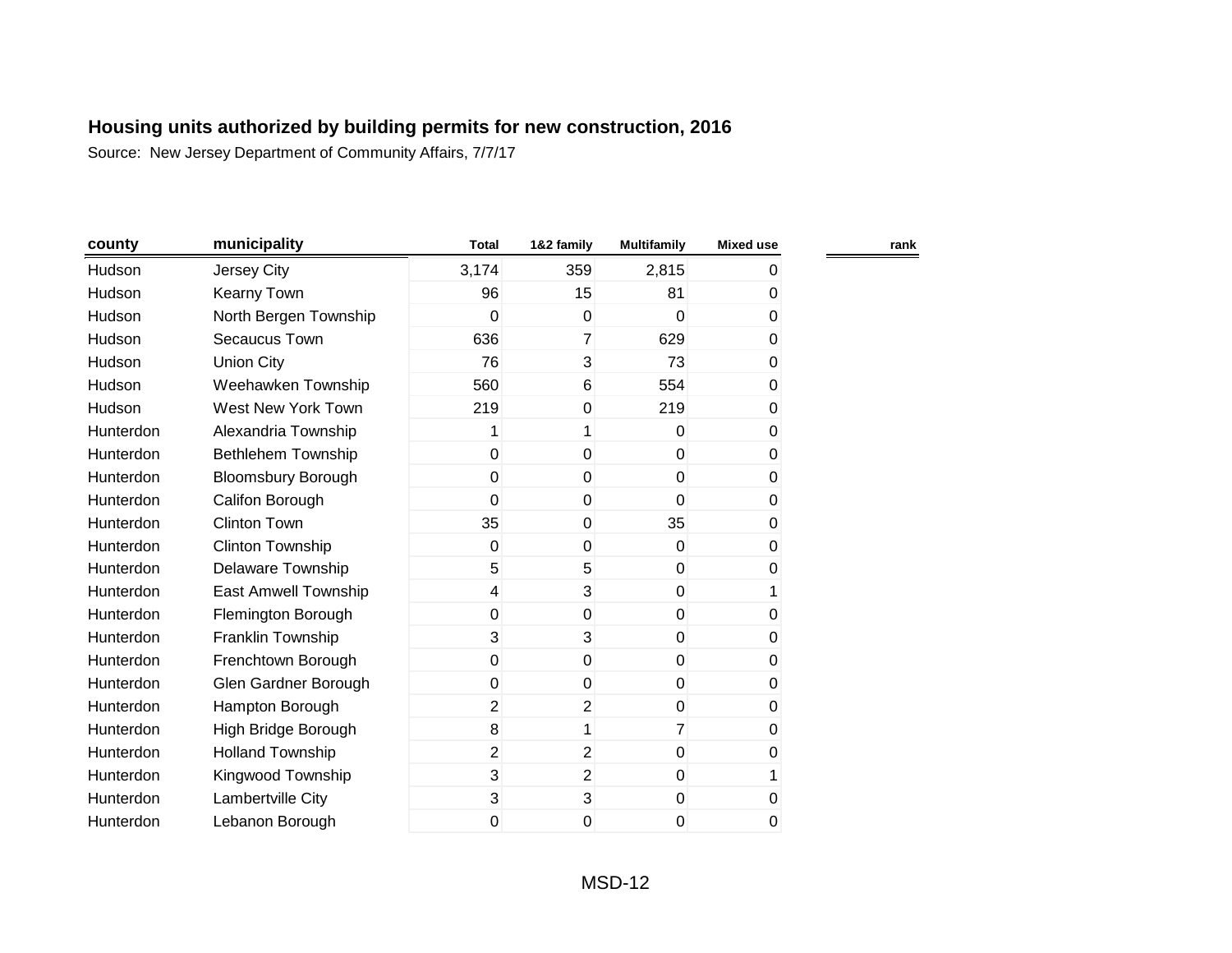**Housing units authorized by building permits for new construction, 2016**

Source: New Jersey Department of Community Affairs, 7/7/17

| county | municipality | Total | 1&2 family | Multifamily | Mixed use | rank |
|---|---|---|---|---|---|---|
| Hudson | Jersey City | 3,174 | 359 | 2,815 | 0 | |
| Hudson | Kearny Town | 96 | 15 | 81 | 0 | |
| Hudson | North Bergen Township | 0 | 0 | 0 | 0 | |
| Hudson | Secaucus Town | 636 | 7 | 629 | 0 | |
| Hudson | Union City | 76 | 3 | 73 | 0 | |
| Hudson | Weehawken Township | 560 | 6 | 554 | 0 | |
| Hudson | West New York Town | 219 | 0 | 219 | 0 | |
| Hunterdon | Alexandria Township | 1 | 1 | 0 | 0 | |
| Hunterdon | Bethlehem Township | 0 | 0 | 0 | 0 | |
| Hunterdon | Bloomsbury Borough | 0 | 0 | 0 | 0 | |
| Hunterdon | Califon Borough | 0 | 0 | 0 | 0 | |
| Hunterdon | Clinton Town | 35 | 0 | 35 | 0 | |
| Hunterdon | Clinton Township | 0 | 0 | 0 | 0 | |
| Hunterdon | Delaware Township | 5 | 5 | 0 | 0 | |
| Hunterdon | East Amwell Township | 4 | 3 | 0 | 1 | |
| Hunterdon | Flemington Borough | 0 | 0 | 0 | 0 | |
| Hunterdon | Franklin Township | 3 | 3 | 0 | 0 | |
| Hunterdon | Frenchtown Borough | 0 | 0 | 0 | 0 | |
| Hunterdon | Glen Gardner Borough | 0 | 0 | 0 | 0 | |
| Hunterdon | Hampton Borough | 2 | 2 | 0 | 0 | |
| Hunterdon | High Bridge Borough | 8 | 1 | 7 | 0 | |
| Hunterdon | Holland Township | 2 | 2 | 0 | 0 | |
| Hunterdon | Kingwood Township | 3 | 2 | 0 | 1 | |
| Hunterdon | Lambertville City | 3 | 3 | 0 | 0 | |
| Hunterdon | Lebanon Borough | 0 | 0 | 0 | 0 | |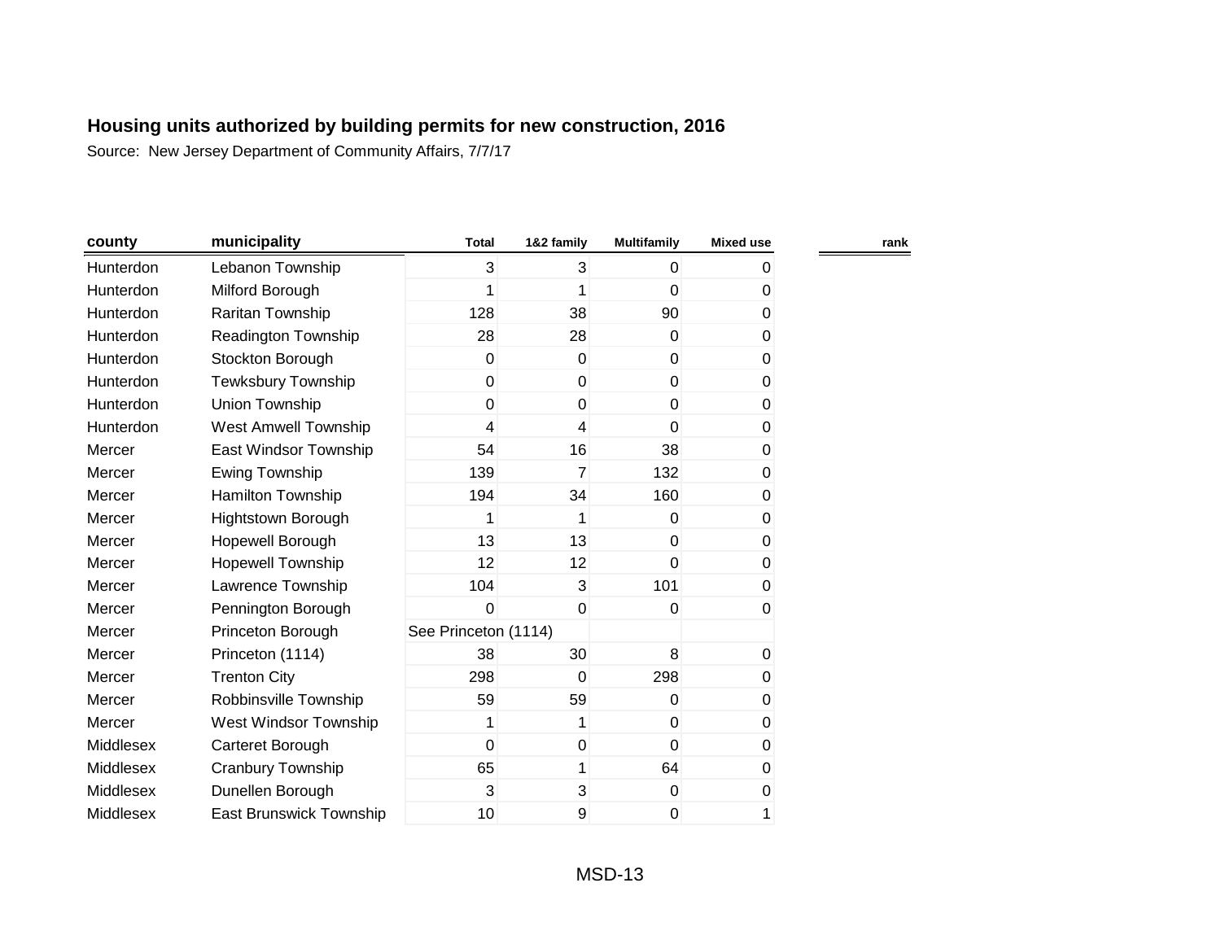# Housing units authorized by building permits for new construction, 2016

Source: New Jersey Department of Community Affairs, 7/7/17

| county | municipality | Total | 1&2 family | Multifamily | Mixed use | rank |
|---|---|---|---|---|---|---|
| Hunterdon | Lebanon Township | 3 | 3 | 0 | 0 | |
| Hunterdon | Milford Borough | 1 | 1 | 0 | 0 | |
| Hunterdon | Raritan Township | 128 | 38 | 90 | 0 | |
| Hunterdon | Readington Township | 28 | 28 | 0 | 0 | |
| Hunterdon | Stockton Borough | 0 | 0 | 0 | 0 | |
| Hunterdon | Tewksbury Township | 0 | 0 | 0 | 0 | |
| Hunterdon | Union Township | 0 | 0 | 0 | 0 | |
| Hunterdon | West Amwell Township | 4 | 4 | 0 | 0 | |
| Mercer | East Windsor Township | 54 | 16 | 38 | 0 | |
| Mercer | Ewing Township | 139 | 7 | 132 | 0 | |
| Mercer | Hamilton Township | 194 | 34 | 160 | 0 | |
| Mercer | Hightstown Borough | 1 | 1 | 0 | 0 | |
| Mercer | Hopewell Borough | 13 | 13 | 0 | 0 | |
| Mercer | Hopewell Township | 12 | 12 | 0 | 0 | |
| Mercer | Lawrence Township | 104 | 3 | 101 | 0 | |
| Mercer | Pennington Borough | 0 | 0 | 0 | 0 | |
| Mercer | Princeton Borough | See Princeton (1114) | | | | |
| Mercer | Princeton (1114) | 38 | 30 | 8 | 0 | |
| Mercer | Trenton City | 298 | 0 | 298 | 0 | |
| Mercer | Robbinsville Township | 59 | 59 | 0 | 0 | |
| Mercer | West Windsor Township | 1 | 1 | 0 | 0 | |
| Middlesex | Carteret Borough | 0 | 0 | 0 | 0 | |
| Middlesex | Cranbury Township | 65 | 1 | 64 | 0 | |
| Middlesex | Dunellen Borough | 3 | 3 | 0 | 0 | |
| Middlesex | East Brunswick Township | 10 | 9 | 0 | 1 | |

MSD-13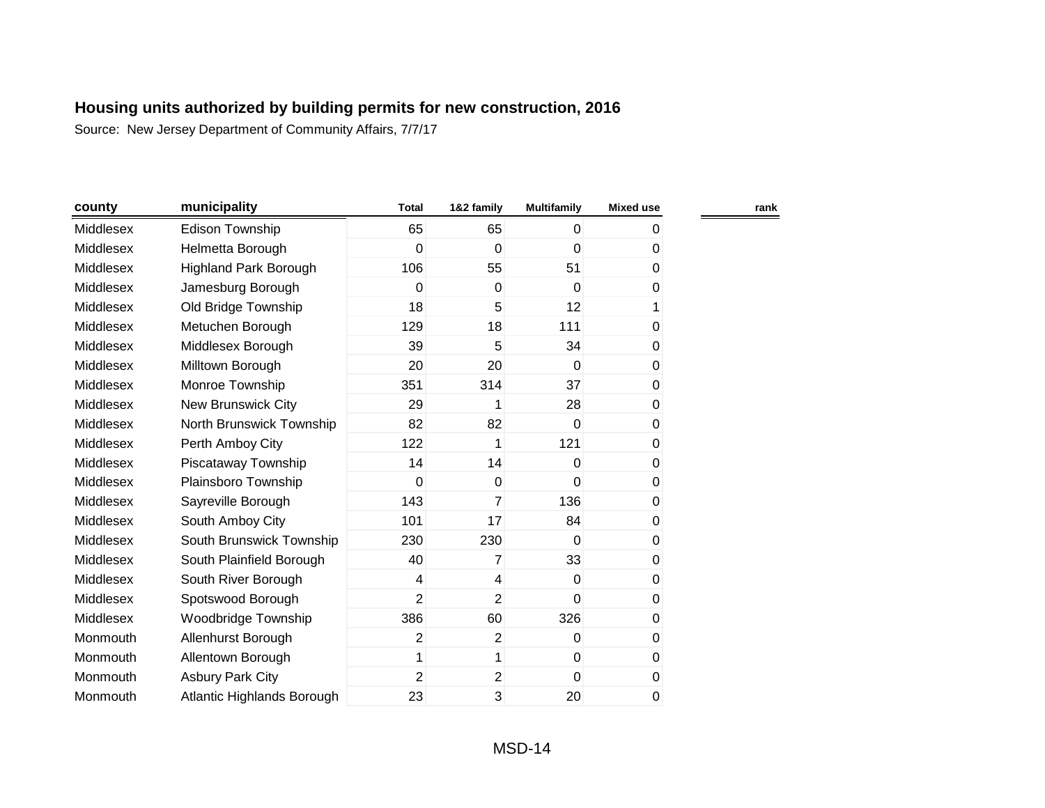# Housing units authorized by building permits for new construction, 2016

Source: New Jersey Department of Community Affairs, 7/7/17

| county | municipality | Total | 1&2 family | Multifamily | Mixed use | rank |
|---|---|---|---|---|---|---|
| Middlesex | Edison Township | 65 | 65 | 0 | 0 | |
| Middlesex | Helmetta Borough | 0 | 0 | 0 | 0 | |
| Middlesex | Highland Park Borough | 106 | 55 | 51 | 0 | |
| Middlesex | Jamesburg Borough | 0 | 0 | 0 | 0 | |
| Middlesex | Old Bridge Township | 18 | 5 | 12 | 1 | |
| Middlesex | Metuchen Borough | 129 | 18 | 111 | 0 | |
| Middlesex | Middlesex Borough | 39 | 5 | 34 | 0 | |
| Middlesex | Milltown Borough | 20 | 20 | 0 | 0 | |
| Middlesex | Monroe Township | 351 | 314 | 37 | 0 | |
| Middlesex | New Brunswick City | 29 | 1 | 28 | 0 | |
| Middlesex | North Brunswick Township | 82 | 82 | 0 | 0 | |
| Middlesex | Perth Amboy City | 122 | 1 | 121 | 0 | |
| Middlesex | Piscataway Township | 14 | 14 | 0 | 0 | |
| Middlesex | Plainsboro Township | 0 | 0 | 0 | 0 | |
| Middlesex | Sayreville Borough | 143 | 7 | 136 | 0 | |
| Middlesex | South Amboy City | 101 | 17 | 84 | 0 | |
| Middlesex | South Brunswick Township | 230 | 230 | 0 | 0 | |
| Middlesex | South Plainfield Borough | 40 | 7 | 33 | 0 | |
| Middlesex | South River Borough | 4 | 4 | 0 | 0 | |
| Middlesex | Spotswood Borough | 2 | 2 | 0 | 0 | |
| Middlesex | Woodbridge Township | 386 | 60 | 326 | 0 | |
| Monmouth | Allenhurst Borough | 2 | 2 | 0 | 0 | |
| Monmouth | Allentown Borough | 1 | 1 | 0 | 0 | |
| Monmouth | Asbury Park City | 2 | 2 | 0 | 0 | |
| Monmouth | Atlantic Highlands Borough | 23 | 3 | 20 | 0 | |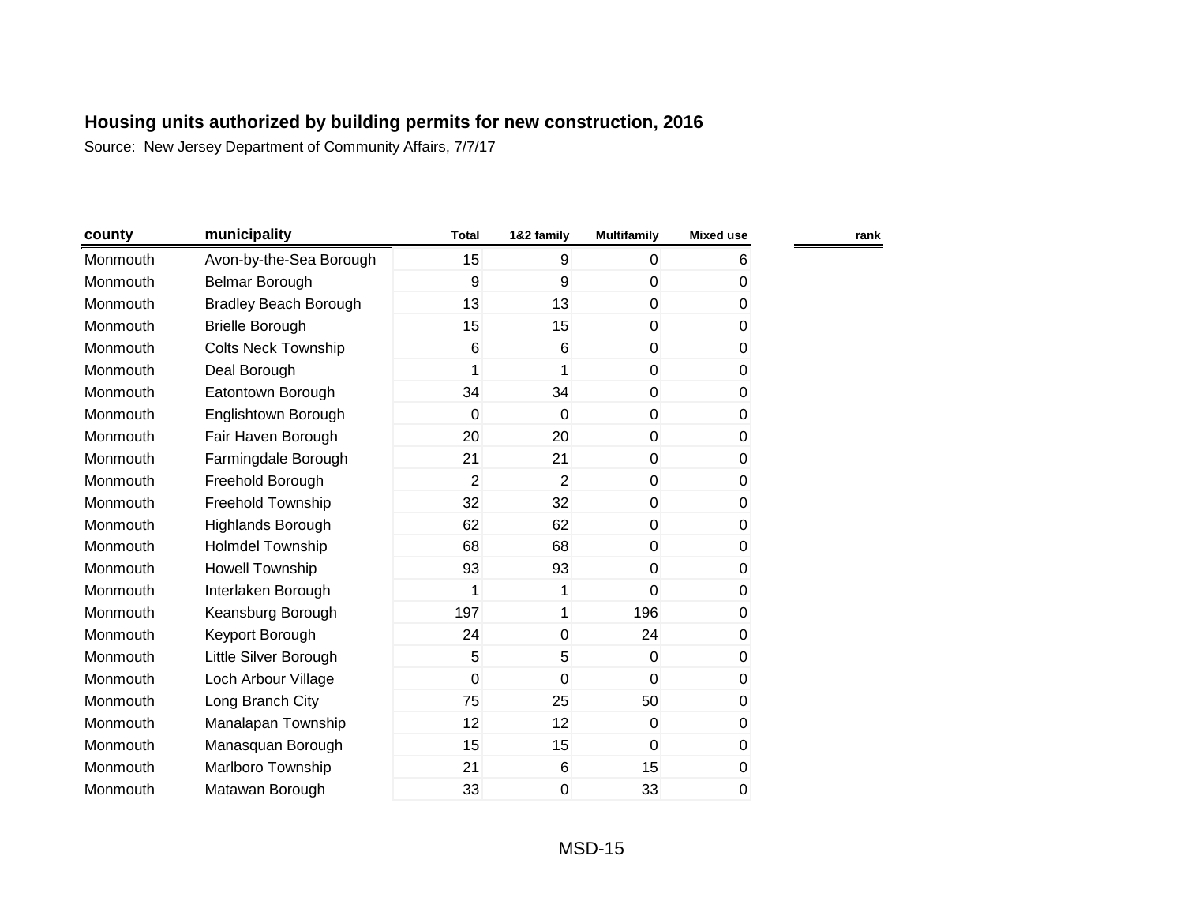## Housing units authorized by building permits for new construction, 2016

Source: New Jersey Department of Community Affairs, 7/7/17

| county | municipality | Total | 1&2 family | Multifamily | Mixed use | rank |
|---|---|---|---|---|---|---|
| Monmouth | Avon-by-the-Sea Borough | 15 | 9 | 0 | 6 | |
| Monmouth | Belmar Borough | 9 | 9 | 0 | 0 | |
| Monmouth | Bradley Beach Borough | 13 | 13 | 0 | 0 | |
| Monmouth | Brielle Borough | 15 | 15 | 0 | 0 | |
| Monmouth | Colts Neck Township | 6 | 6 | 0 | 0 | |
| Monmouth | Deal Borough | 1 | 1 | 0 | 0 | |
| Monmouth | Eatontown Borough | 34 | 34 | 0 | 0 | |
| Monmouth | Englishtown Borough | 0 | 0 | 0 | 0 | |
| Monmouth | Fair Haven Borough | 20 | 20 | 0 | 0 | |
| Monmouth | Farmingdale Borough | 21 | 21 | 0 | 0 | |
| Monmouth | Freehold Borough | 2 | 2 | 0 | 0 | |
| Monmouth | Freehold Township | 32 | 32 | 0 | 0 | |
| Monmouth | Highlands Borough | 62 | 62 | 0 | 0 | |
| Monmouth | Holmdel Township | 68 | 68 | 0 | 0 | |
| Monmouth | Howell Township | 93 | 93 | 0 | 0 | |
| Monmouth | Interlaken Borough | 1 | 1 | 0 | 0 | |
| Monmouth | Keansburg Borough | 197 | 1 | 196 | 0 | |
| Monmouth | Keyport Borough | 24 | 0 | 24 | 0 | |
| Monmouth | Little Silver Borough | 5 | 5 | 0 | 0 | |
| Monmouth | Loch Arbour Village | 0 | 0 | 0 | 0 | |
| Monmouth | Long Branch City | 75 | 25 | 50 | 0 | |
| Monmouth | Manalapan Township | 12 | 12 | 0 | 0 | |
| Monmouth | Manasquan Borough | 15 | 15 | 0 | 0 | |
| Monmouth | Marlboro Township | 21 | 6 | 15 | 0 | |
| Monmouth | Matawan Borough | 33 | 0 | 33 | 0 | |

MSD-15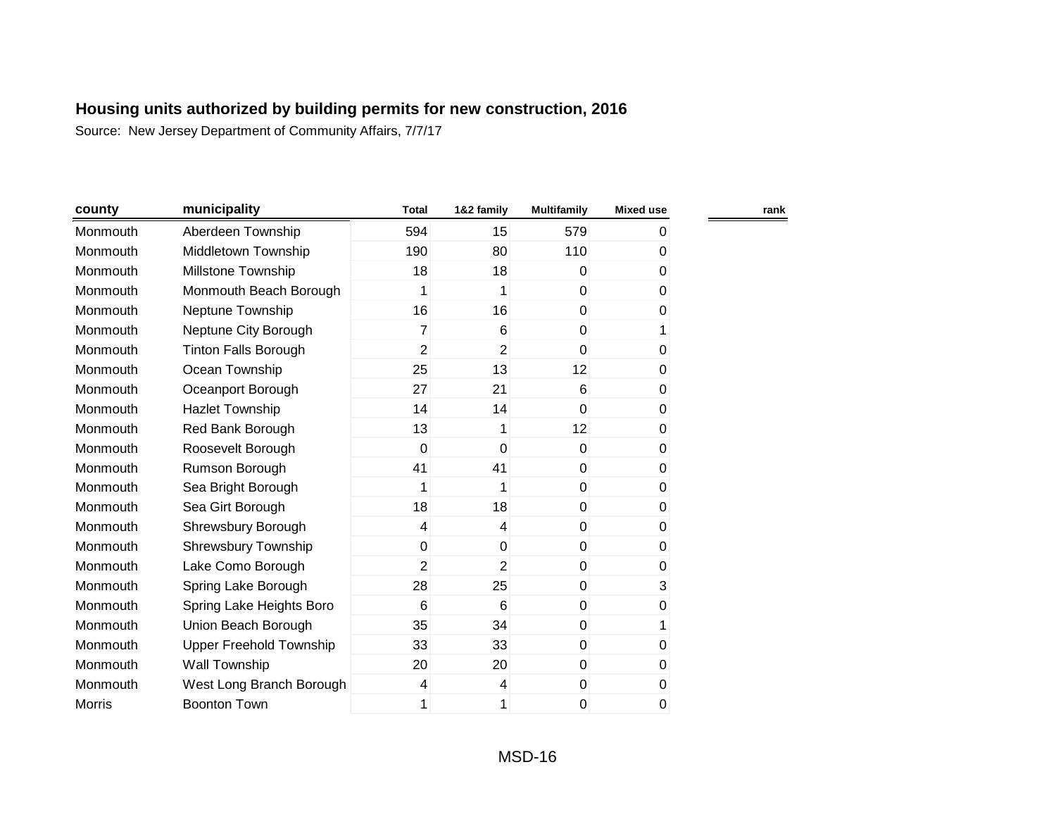# Housing units authorized by building permits for new construction, 2016

Source: New Jersey Department of Community Affairs, 7/7/17

| county | municipality | Total | 1&2 family | Multifamily | Mixed use | rank |
|---|---|---|---|---|---|---|
| Monmouth | Aberdeen Township | 594 | 15 | 579 | 0 | |
| Monmouth | Middletown Township | 190 | 80 | 110 | 0 | |
| Monmouth | Millstone Township | 18 | 18 | 0 | 0 | |
| Monmouth | Monmouth Beach Borough | 1 | 1 | 0 | 0 | |
| Monmouth | Neptune Township | 16 | 16 | 0 | 0 | |
| Monmouth | Neptune City Borough | 7 | 6 | 0 | 1 | |
| Monmouth | Tinton Falls Borough | 2 | 2 | 0 | 0 | |
| Monmouth | Ocean Township | 25 | 13 | 12 | 0 | |
| Monmouth | Oceanport Borough | 27 | 21 | 6 | 0 | |
| Monmouth | Hazlet Township | 14 | 14 | 0 | 0 | |
| Monmouth | Red Bank Borough | 13 | 1 | 12 | 0 | |
| Monmouth | Roosevelt Borough | 0 | 0 | 0 | 0 | |
| Monmouth | Rumson Borough | 41 | 41 | 0 | 0 | |
| Monmouth | Sea Bright Borough | 1 | 1 | 0 | 0 | |
| Monmouth | Sea Girt Borough | 18 | 18 | 0 | 0 | |
| Monmouth | Shrewsbury Borough | 4 | 4 | 0 | 0 | |
| Monmouth | Shrewsbury Township | 0 | 0 | 0 | 0 | |
| Monmouth | Lake Como Borough | 2 | 2 | 0 | 0 | |
| Monmouth | Spring Lake Borough | 28 | 25 | 0 | 3 | |
| Monmouth | Spring Lake Heights Boro | 6 | 6 | 0 | 0 | |
| Monmouth | Union Beach Borough | 35 | 34 | 0 | 1 | |
| Monmouth | Upper Freehold Township | 33 | 33 | 0 | 0 | |
| Monmouth | Wall Township | 20 | 20 | 0 | 0 | |
| Monmouth | West Long Branch Borough | 4 | 4 | 0 | 0 | |
| Morris | Boonton Town | 1 | 1 | 0 | 0 | |

MSD-16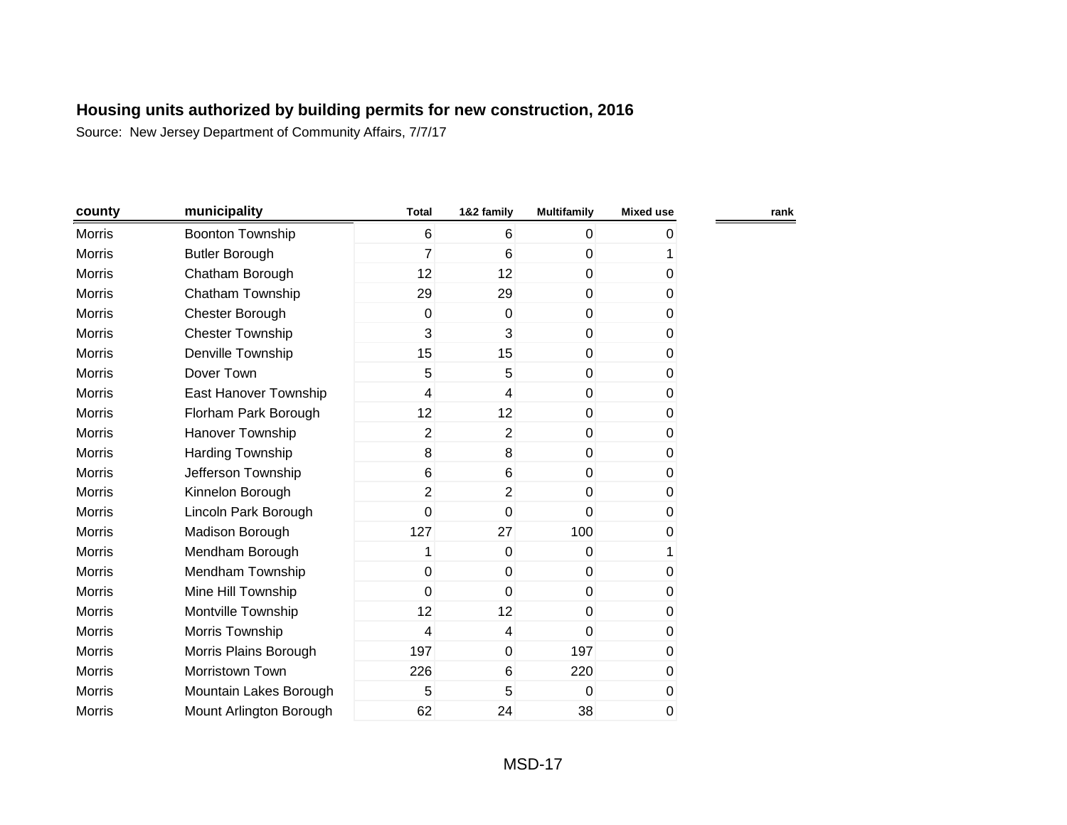**Housing units authorized by building permits for new construction, 2016**

Source: New Jersey Department of Community Affairs, 7/7/17

| county | municipality | Total | 1&2 family | Multifamily | Mixed use | rank |
|---|---|---|---|---|---|---|
| Morris | Boonton Township | 6 | 6 | 0 | 0 | |
| Morris | Butler Borough | 7 | 6 | 0 | 1 | |
| Morris | Chatham Borough | 12 | 12 | 0 | 0 | |
| Morris | Chatham Township | 29 | 29 | 0 | 0 | |
| Morris | Chester Borough | 0 | 0 | 0 | 0 | |
| Morris | Chester Township | 3 | 3 | 0 | 0 | |
| Morris | Denville Township | 15 | 15 | 0 | 0 | |
| Morris | Dover Town | 5 | 5 | 0 | 0 | |
| Morris | East Hanover Township | 4 | 4 | 0 | 0 | |
| Morris | Florham Park Borough | 12 | 12 | 0 | 0 | |
| Morris | Hanover Township | 2 | 2 | 0 | 0 | |
| Morris | Harding Township | 8 | 8 | 0 | 0 | |
| Morris | Jefferson Township | 6 | 6 | 0 | 0 | |
| Morris | Kinnelon Borough | 2 | 2 | 0 | 0 | |
| Morris | Lincoln Park Borough | 0 | 0 | 0 | 0 | |
| Morris | Madison Borough | 127 | 27 | 100 | 0 | |
| Morris | Mendham Borough | 1 | 0 | 0 | 1 | |
| Morris | Mendham Township | 0 | 0 | 0 | 0 | |
| Morris | Mine Hill Township | 0 | 0 | 0 | 0 | |
| Morris | Montville Township | 12 | 12 | 0 | 0 | |
| Morris | Morris Township | 4 | 4 | 0 | 0 | |
| Morris | Morris Plains Borough | 197 | 0 | 197 | 0 | |
| Morris | Morristown Town | 226 | 6 | 220 | 0 | |
| Morris | Mountain Lakes Borough | 5 | 5 | 0 | 0 | |
| Morris | Mount Arlington Borough | 62 | 24 | 38 | 0 | |

MSD-17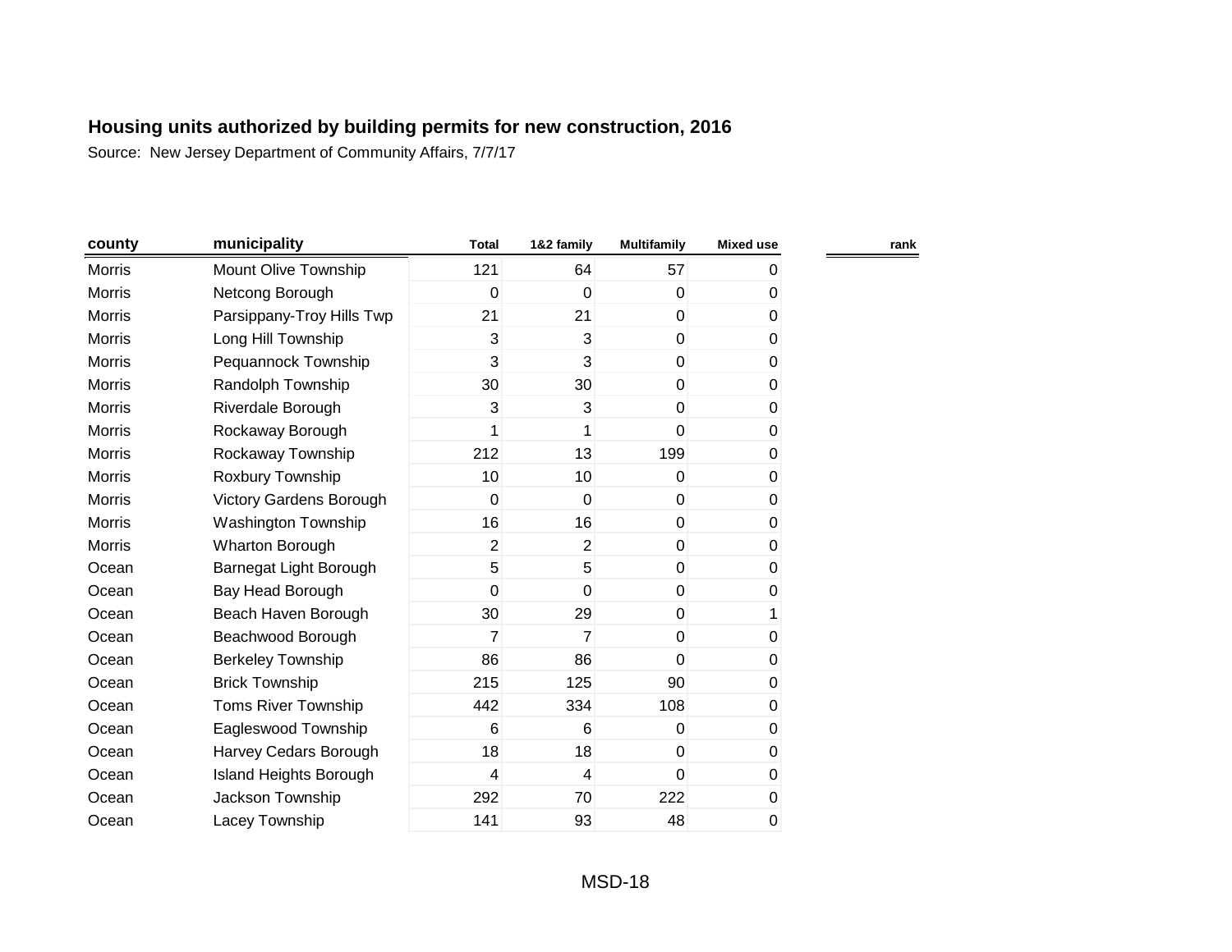## Housing units authorized by building permits for new construction, 2016

Source: New Jersey Department of Community Affairs, 7/7/17

| county | municipality | Total | 1&2 family | Multifamily | Mixed use | rank |
|---|---|---|---|---|---|---|
| Morris | Mount Olive Township | 121 | 64 | 57 | 0 | |
| Morris | Netcong Borough | 0 | 0 | 0 | 0 | |
| Morris | Parsippany-Troy Hills Twp | 21 | 21 | 0 | 0 | |
| Morris | Long Hill Township | 3 | 3 | 0 | 0 | |
| Morris | Pequannock Township | 3 | 3 | 0 | 0 | |
| Morris | Randolph Township | 30 | 30 | 0 | 0 | |
| Morris | Riverdale Borough | 3 | 3 | 0 | 0 | |
| Morris | Rockaway Borough | 1 | 1 | 0 | 0 | |
| Morris | Rockaway Township | 212 | 13 | 199 | 0 | |
| Morris | Roxbury Township | 10 | 10 | 0 | 0 | |
| Morris | Victory Gardens Borough | 0 | 0 | 0 | 0 | |
| Morris | Washington Township | 16 | 16 | 0 | 0 | |
| Morris | Wharton Borough | 2 | 2 | 0 | 0 | |
| Ocean | Barnegat Light Borough | 5 | 5 | 0 | 0 | |
| Ocean | Bay Head Borough | 0 | 0 | 0 | 0 | |
| Ocean | Beach Haven Borough | 30 | 29 | 0 | 1 | |
| Ocean | Beachwood Borough | 7 | 7 | 0 | 0 | |
| Ocean | Berkeley Township | 86 | 86 | 0 | 0 | |
| Ocean | Brick Township | 215 | 125 | 90 | 0 | |
| Ocean | Toms River Township | 442 | 334 | 108 | 0 | |
| Ocean | Eagleswood Township | 6 | 6 | 0 | 0 | |
| Ocean | Harvey Cedars Borough | 18 | 18 | 0 | 0 | |
| Ocean | Island Heights Borough | 4 | 4 | 0 | 0 | |
| Ocean | Jackson Township | 292 | 70 | 222 | 0 | |
| Ocean | Lacey Township | 141 | 93 | 48 | 0 | |

MSD-18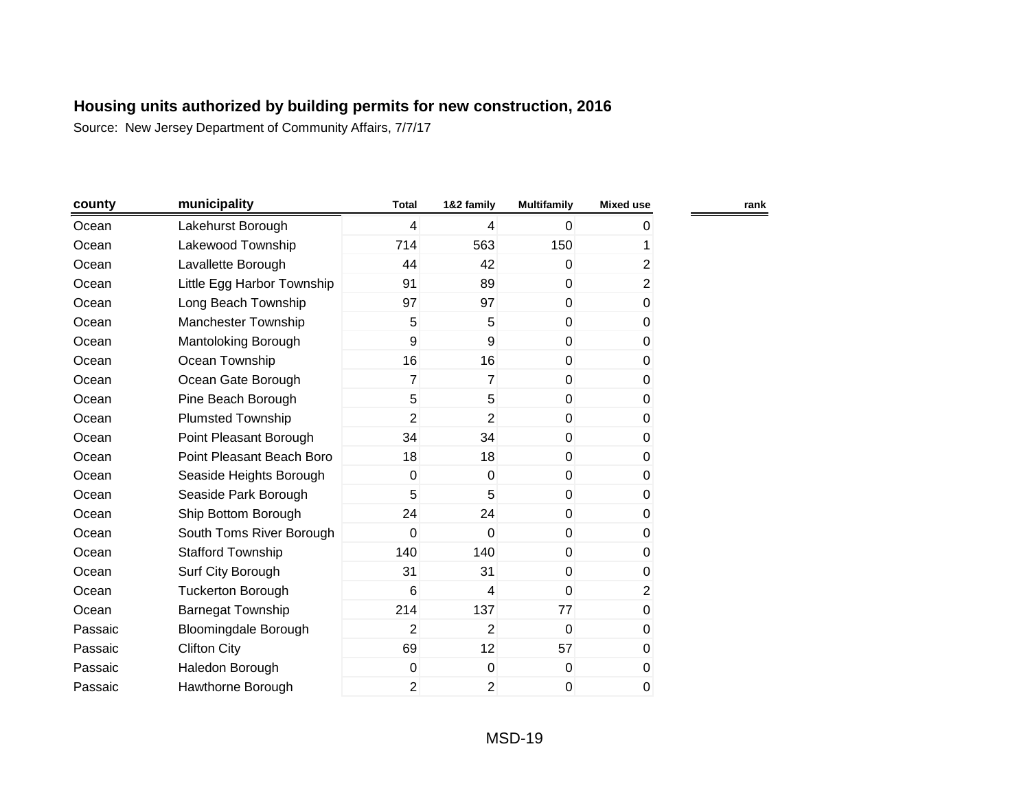## Housing units authorized by building permits for new construction, 2016

Source: New Jersey Department of Community Affairs, 7/7/17

| county | municipality | Total | 1&2 family | Multifamily | Mixed use | rank |
|---|---|---|---|---|---|---|
| Ocean | Lakehurst Borough | 4 | 4 | 0 | 0 | |
| Ocean | Lakewood Township | 714 | 563 | 150 | 1 | |
| Ocean | Lavallette Borough | 44 | 42 | 0 | 2 | |
| Ocean | Little Egg Harbor Township | 91 | 89 | 0 | 2 | |
| Ocean | Long Beach Township | 97 | 97 | 0 | 0 | |
| Ocean | Manchester Township | 5 | 5 | 0 | 0 | |
| Ocean | Mantoloking Borough | 9 | 9 | 0 | 0 | |
| Ocean | Ocean Township | 16 | 16 | 0 | 0 | |
| Ocean | Ocean Gate Borough | 7 | 7 | 0 | 0 | |
| Ocean | Pine Beach Borough | 5 | 5 | 0 | 0 | |
| Ocean | Plumsted Township | 2 | 2 | 0 | 0 | |
| Ocean | Point Pleasant Borough | 34 | 34 | 0 | 0 | |
| Ocean | Point Pleasant Beach Boro | 18 | 18 | 0 | 0 | |
| Ocean | Seaside Heights Borough | 0 | 0 | 0 | 0 | |
| Ocean | Seaside Park Borough | 5 | 5 | 0 | 0 | |
| Ocean | Ship Bottom Borough | 24 | 24 | 0 | 0 | |
| Ocean | South Toms River Borough | 0 | 0 | 0 | 0 | |
| Ocean | Stafford Township | 140 | 140 | 0 | 0 | |
| Ocean | Surf City Borough | 31 | 31 | 0 | 0 | |
| Ocean | Tuckerton Borough | 6 | 4 | 0 | 2 | |
| Ocean | Barnegat Township | 214 | 137 | 77 | 0 | |
| Passaic | Bloomingdale Borough | 2 | 2 | 0 | 0 | |
| Passaic | Clifton City | 69 | 12 | 57 | 0 | |
| Passaic | Haledon Borough | 0 | 0 | 0 | 0 | |
| Passaic | Hawthorne Borough | 2 | 2 | 0 | 0 | |

MSD-19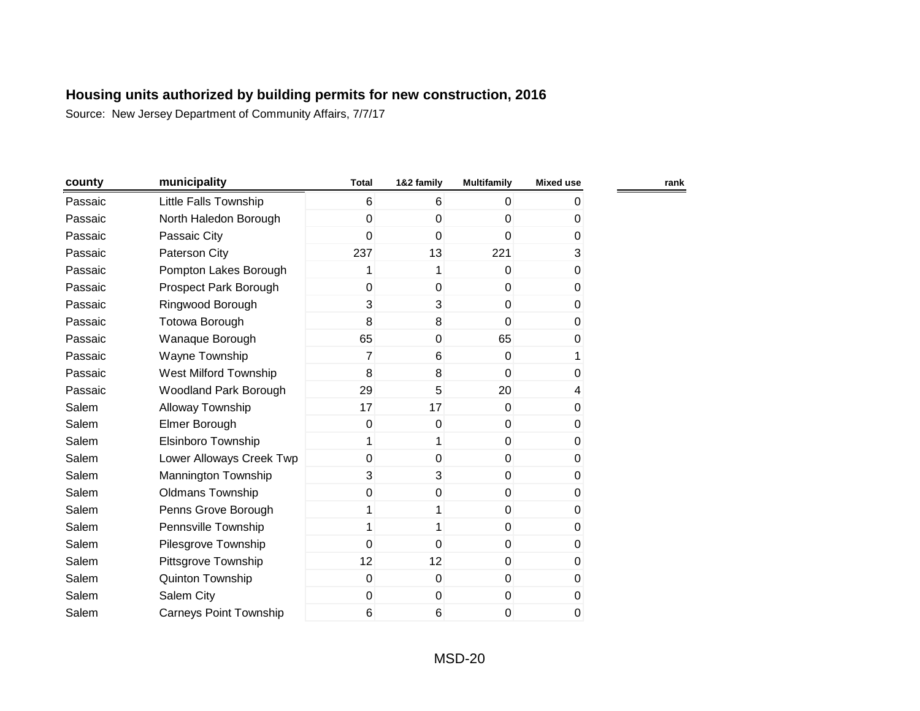**Housing units authorized by building permits for new construction, 2016**

Source: New Jersey Department of Community Affairs, 7/7/17

| county | municipality | Total | 1&2 family | Multifamily | Mixed use | rank |
|---|---|---|---|---|---|---|
| Passaic | Little Falls Township | 6 | 6 | 0 | 0 | |
| Passaic | North Haledon Borough | 0 | 0 | 0 | 0 | |
| Passaic | Passaic City | 0 | 0 | 0 | 0 | |
| Passaic | Paterson City | 237 | 13 | 221 | 3 | |
| Passaic | Pompton Lakes Borough | 1 | 1 | 0 | 0 | |
| Passaic | Prospect Park Borough | 0 | 0 | 0 | 0 | |
| Passaic | Ringwood Borough | 3 | 3 | 0 | 0 | |
| Passaic | Totowa Borough | 8 | 8 | 0 | 0 | |
| Passaic | Wanaque Borough | 65 | 0 | 65 | 0 | |
| Passaic | Wayne Township | 7 | 6 | 0 | 1 | |
| Passaic | West Milford Township | 8 | 8 | 0 | 0 | |
| Passaic | Woodland Park Borough | 29 | 5 | 20 | 4 | |
| Salem | Alloway Township | 17 | 17 | 0 | 0 | |
| Salem | Elmer Borough | 0 | 0 | 0 | 0 | |
| Salem | Elsinboro Township | 1 | 1 | 0 | 0 | |
| Salem | Lower Alloways Creek Twp | 0 | 0 | 0 | 0 | |
| Salem | Mannington Township | 3 | 3 | 0 | 0 | |
| Salem | Oldmans Township | 0 | 0 | 0 | 0 | |
| Salem | Penns Grove Borough | 1 | 1 | 0 | 0 | |
| Salem | Pennsville Township | 1 | 1 | 0 | 0 | |
| Salem | Pilesgrove Township | 0 | 0 | 0 | 0 | |
| Salem | Pittsgrove Township | 12 | 12 | 0 | 0 | |
| Salem | Quinton Township | 0 | 0 | 0 | 0 | |
| Salem | Salem City | 0 | 0 | 0 | 0 | |
| Salem | Carneys Point Township | 6 | 6 | 0 | 0 | |

MSD-20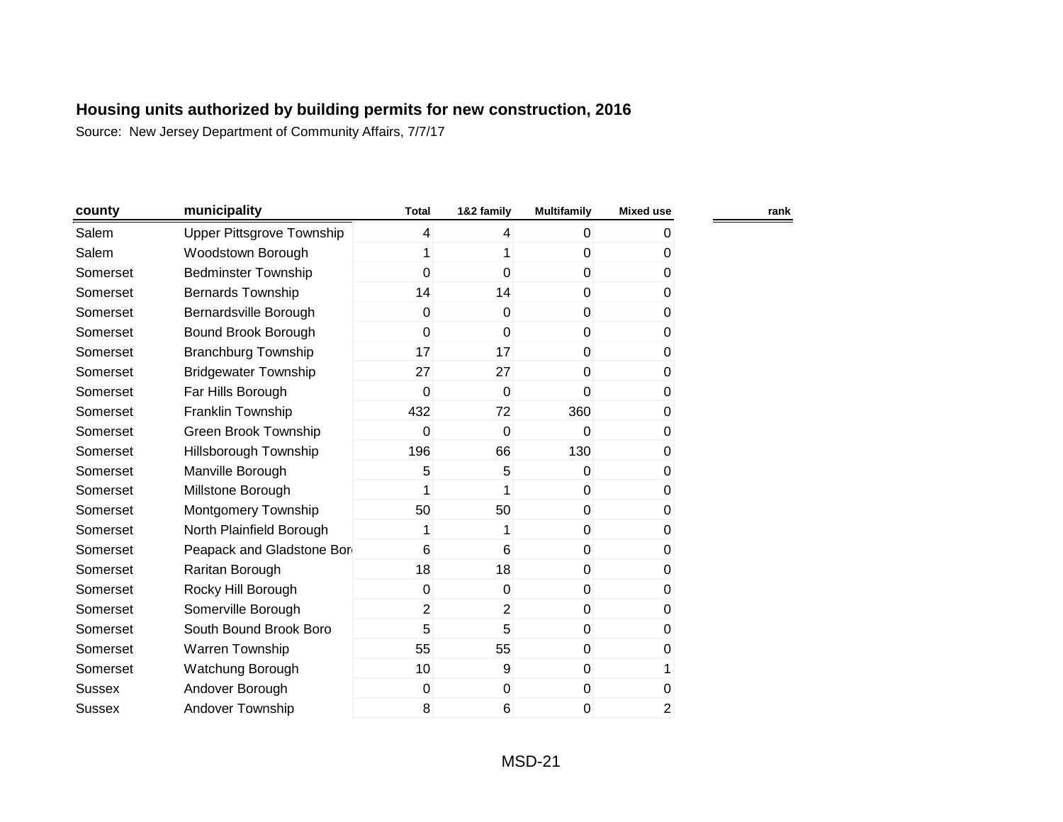# Housing units authorized by building permits for new construction, 2016

Source: New Jersey Department of Community Affairs, 7/7/17

| county | municipality | Total | 1&2 family | Multifamily | Mixed use | rank |
|---|---|---|---|---|---|---|
| Salem | Upper Pittsgrove Township | 4 | 4 | 0 | 0 | |
| Salem | Woodstown Borough | 1 | 1 | 0 | 0 | |
| Somerset | Bedminster Township | 0 | 0 | 0 | 0 | |
| Somerset | Bernards Township | 14 | 14 | 0 | 0 | |
| Somerset | Bernardsville Borough | 0 | 0 | 0 | 0 | |
| Somerset | Bound Brook Borough | 0 | 0 | 0 | 0 | |
| Somerset | Branchburg Township | 17 | 17 | 0 | 0 | |
| Somerset | Bridgewater Township | 27 | 27 | 0 | 0 | |
| Somerset | Far Hills Borough | 0 | 0 | 0 | 0 | |
| Somerset | Franklin Township | 432 | 72 | 360 | 0 | |
| Somerset | Green Brook Township | 0 | 0 | 0 | 0 | |
| Somerset | Hillsborough Township | 196 | 66 | 130 | 0 | |
| Somerset | Manville Borough | 5 | 5 | 0 | 0 | |
| Somerset | Millstone Borough | 1 | 1 | 0 | 0 | |
| Somerset | Montgomery Township | 50 | 50 | 0 | 0 | |
| Somerset | North Plainfield Borough | 1 | 1 | 0 | 0 | |
| Somerset | Peapack and Gladstone Bor | 6 | 6 | 0 | 0 | |
| Somerset | Raritan Borough | 18 | 18 | 0 | 0 | |
| Somerset | Rocky Hill Borough | 0 | 0 | 0 | 0 | |
| Somerset | Somerville Borough | 2 | 2 | 0 | 0 | |
| Somerset | South Bound Brook Boro | 5 | 5 | 0 | 0 | |
| Somerset | Warren Township | 55 | 55 | 0 | 0 | |
| Somerset | Watchung Borough | 10 | 9 | 0 | 1 | |
| Sussex | Andover Borough | 0 | 0 | 0 | 0 | |
| Sussex | Andover Township | 8 | 6 | 0 | 2 | |

MSD-21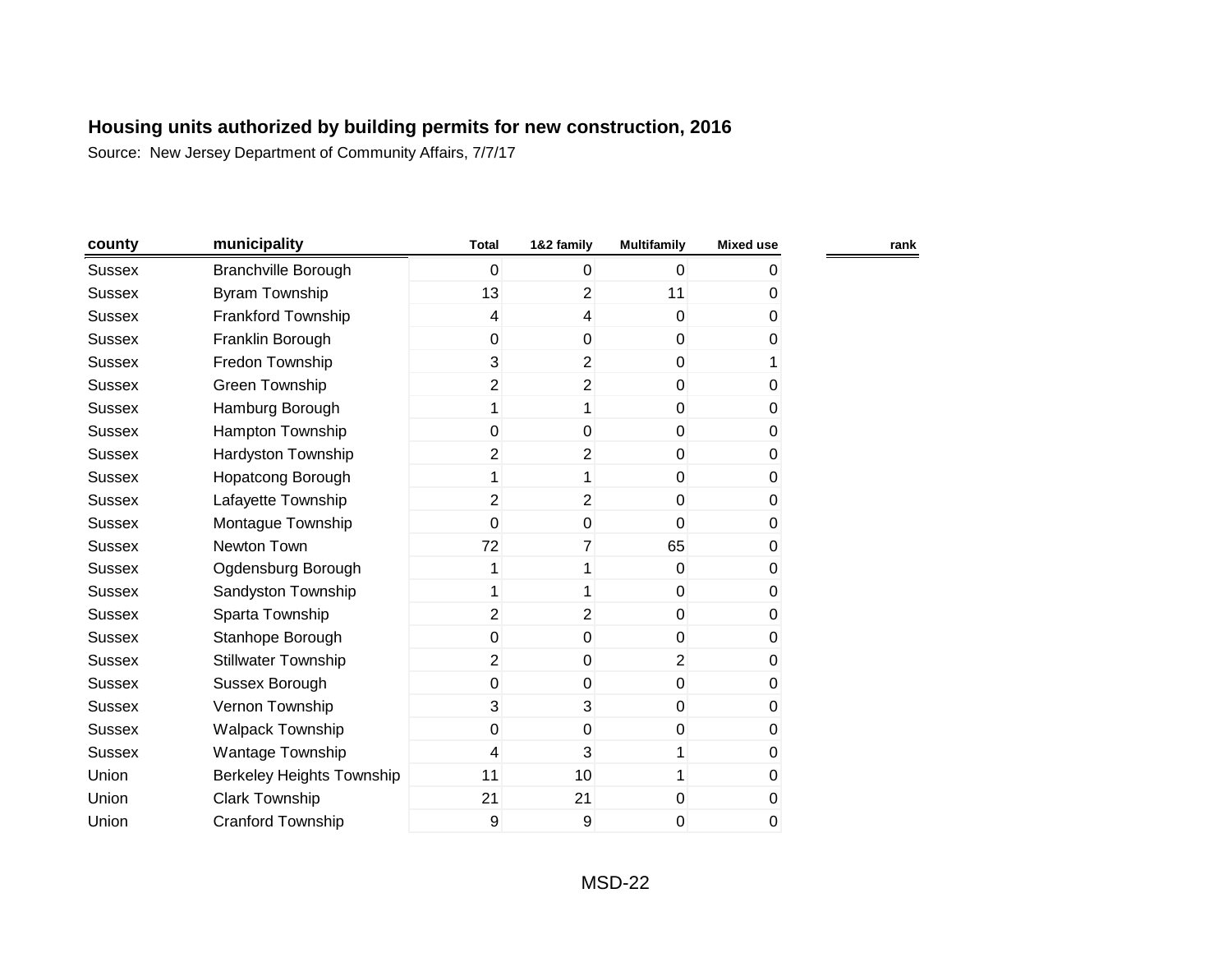# Housing units authorized by building permits for new construction, 2016

Source: New Jersey Department of Community Affairs, 7/7/17

| county | municipality | Total | 1&2 family | Multifamily | Mixed use | rank |
|---|---|---|---|---|---|---|
| Sussex | Branchville Borough | 0 | 0 | 0 | 0 | |
| Sussex | Byram Township | 13 | 2 | 11 | 0 | |
| Sussex | Frankford Township | 4 | 4 | 0 | 0 | |
| Sussex | Franklin Borough | 0 | 0 | 0 | 0 | |
| Sussex | Fredon Township | 3 | 2 | 0 | 1 | |
| Sussex | Green Township | 2 | 2 | 0 | 0 | |
| Sussex | Hamburg Borough | 1 | 1 | 0 | 0 | |
| Sussex | Hampton Township | 0 | 0 | 0 | 0 | |
| Sussex | Hardyston Township | 2 | 2 | 0 | 0 | |
| Sussex | Hopatcong Borough | 1 | 1 | 0 | 0 | |
| Sussex | Lafayette Township | 2 | 2 | 0 | 0 | |
| Sussex | Montague Township | 0 | 0 | 0 | 0 | |
| Sussex | Newton Town | 72 | 7 | 65 | 0 | |
| Sussex | Ogdensburg Borough | 1 | 1 | 0 | 0 | |
| Sussex | Sandyston Township | 1 | 1 | 0 | 0 | |
| Sussex | Sparta Township | 2 | 2 | 0 | 0 | |
| Sussex | Stanhope Borough | 0 | 0 | 0 | 0 | |
| Sussex | Stillwater Township | 2 | 0 | 2 | 0 | |
| Sussex | Sussex Borough | 0 | 0 | 0 | 0 | |
| Sussex | Vernon Township | 3 | 3 | 0 | 0 | |
| Sussex | Walpack Township | 0 | 0 | 0 | 0 | |
| Sussex | Wantage Township | 4 | 3 | 1 | 0 | |
| Union | Berkeley Heights Township | 11 | 10 | 1 | 0 | |
| Union | Clark Township | 21 | 21 | 0 | 0 | |
| Union | Cranford Township | 9 | 9 | 0 | 0 | |

MSD-22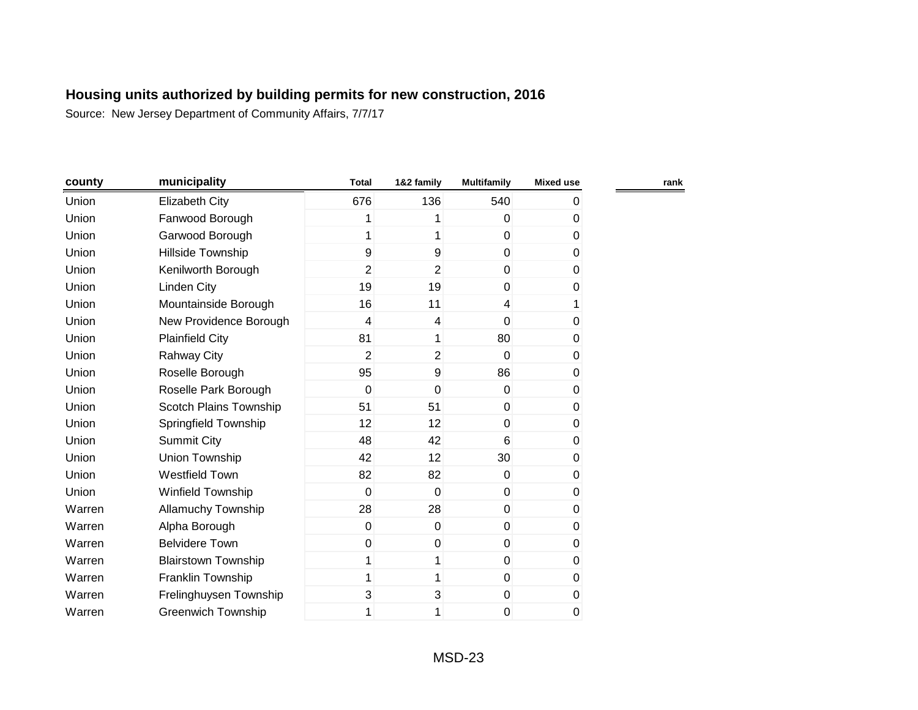# Housing units authorized by building permits for new construction, 2016

Source: New Jersey Department of Community Affairs, 7/7/17

| county | municipality | Total | 1&2 family | Multifamily | Mixed use | rank |
|---|---|---|---|---|---|---|
| Union | Elizabeth City | 676 | 136 | 540 | 0 | |
| Union | Fanwood Borough | 1 | 1 | 0 | 0 | |
| Union | Garwood Borough | 1 | 1 | 0 | 0 | |
| Union | Hillside Township | 9 | 9 | 0 | 0 | |
| Union | Kenilworth Borough | 2 | 2 | 0 | 0 | |
| Union | Linden City | 19 | 19 | 0 | 0 | |
| Union | Mountainside Borough | 16 | 11 | 4 | 1 | |
| Union | New Providence Borough | 4 | 4 | 0 | 0 | |
| Union | Plainfield City | 81 | 1 | 80 | 0 | |
| Union | Rahway City | 2 | 2 | 0 | 0 | |
| Union | Roselle Borough | 95 | 9 | 86 | 0 | |
| Union | Roselle Park Borough | 0 | 0 | 0 | 0 | |
| Union | Scotch Plains Township | 51 | 51 | 0 | 0 | |
| Union | Springfield Township | 12 | 12 | 0 | 0 | |
| Union | Summit City | 48 | 42 | 6 | 0 | |
| Union | Union Township | 42 | 12 | 30 | 0 | |
| Union | Westfield Town | 82 | 82 | 0 | 0 | |
| Union | Winfield Township | 0 | 0 | 0 | 0 | |
| Warren | Allamuchy Township | 28 | 28 | 0 | 0 | |
| Warren | Alpha Borough | 0 | 0 | 0 | 0 | |
| Warren | Belvidere Town | 0 | 0 | 0 | 0 | |
| Warren | Blairstown Township | 1 | 1 | 0 | 0 | |
| Warren | Franklin Township | 1 | 1 | 0 | 0 | |
| Warren | Frelinghuysen Township | 3 | 3 | 0 | 0 | |
| Warren | Greenwich Township | 1 | 1 | 0 | 0 | |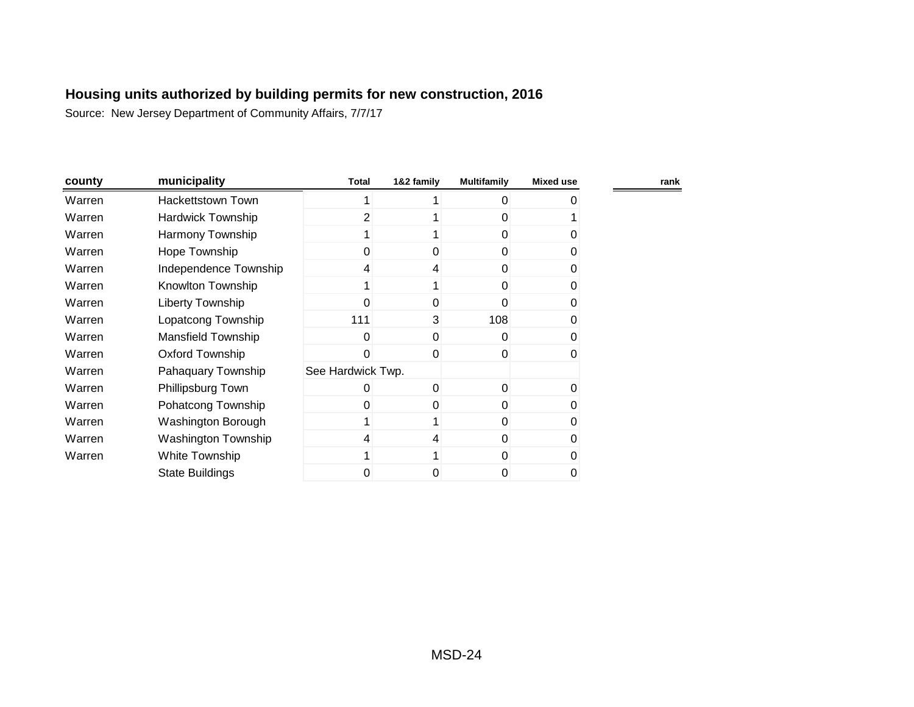## Housing units authorized by building permits for new construction, 2016

Source: New Jersey Department of Community Affairs, 7/7/17

| county | municipality | Total | 1&2 family | Multifamily | Mixed use | rank |
|---|---|---|---|---|---|---|
| Warren | Hackettstown Town | 1 | 1 | 0 | 0 | |
| Warren | Hardwick Township | 2 | 1 | 0 | 1 | |
| Warren | Harmony Township | 1 | 1 | 0 | 0 | |
| Warren | Hope Township | 0 | 0 | 0 | 0 | |
| Warren | Independence Township | 4 | 4 | 0 | 0 | |
| Warren | Knowlton Township | 1 | 1 | 0 | 0 | |
| Warren | Liberty Township | 0 | 0 | 0 | 0 | |
| Warren | Lopatcong Township | 111 | 3 | 108 | 0 | |
| Warren | Mansfield Township | 0 | 0 | 0 | 0 | |
| Warren | Oxford Township | 0 | 0 | 0 | 0 | |
| Warren | Pahaquary Township | See Hardwick Twp. | | | | |
| Warren | Phillipsburg Town | 0 | 0 | 0 | 0 | |
| Warren | Pohatcong Township | 0 | 0 | 0 | 0 | |
| Warren | Washington Borough | 1 | 1 | 0 | 0 | |
| Warren | Washington Township | 4 | 4 | 0 | 0 | |
| Warren | White Township | 1 | 1 | 0 | 0 | |
| | State Buildings | 0 | 0 | 0 | 0 | |